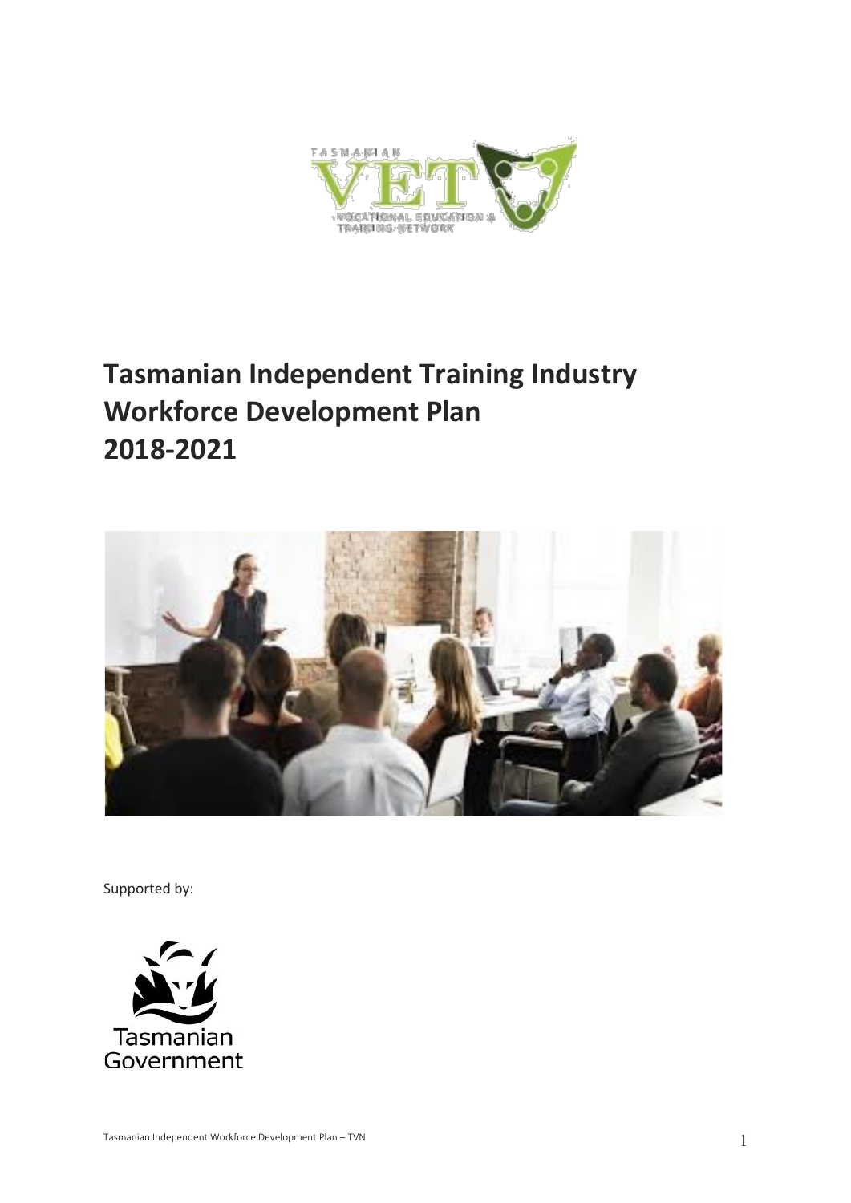# Tasmanian Independent Training Industry Workforce Development Plan 2018-2021

Supported by: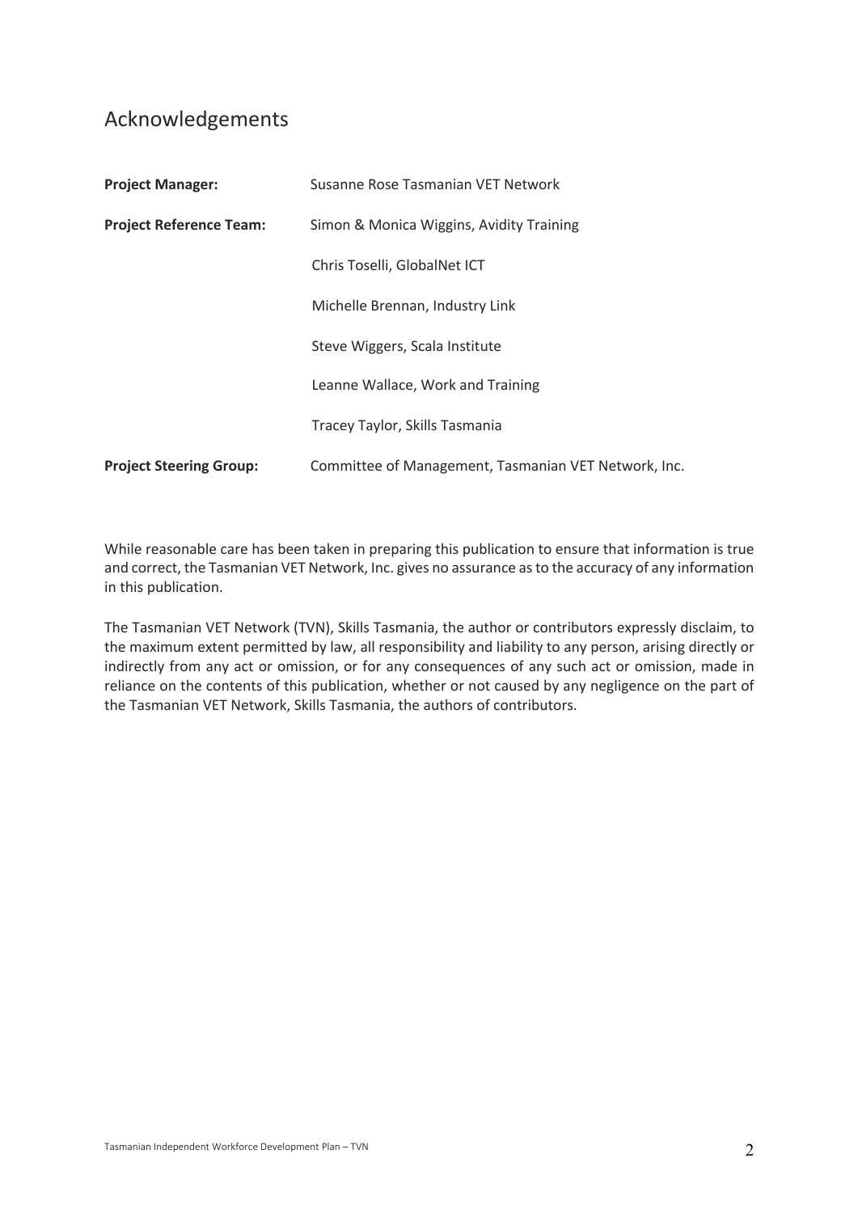## Acknowledgements

| | |
|---|---|
| **Project Manager:** | Susanne Rose Tasmanian VET Network |
| **Project Reference Team:** | Simon & Monica Wiggins, Avidity Training |
| | Chris Toselli, GlobalNet ICT |
| | Michelle Brennan, Industry Link |
| | Steve Wiggers, Scala Institute |
| | Leanne Wallace, Work and Training |
| | Tracey Taylor, Skills Tasmania |
| **Project Steering Group:** | Committee of Management, Tasmanian VET Network, Inc. |

While reasonable care has been taken in preparing this publication to ensure that information is true and correct, the Tasmanian VET Network, Inc. gives no assurance as to the accuracy of any information in this publication.

The Tasmanian VET Network (TVN), Skills Tasmania, the author or contributors expressly disclaim, to the maximum extent permitted by law, all responsibility and liability to any person, arising directly or indirectly from any act or omission, or for any consequences of any such act or omission, made in reliance on the contents of this publication, whether or not caused by any negligence on the part of the Tasmanian VET Network, Skills Tasmania, the authors of contributors.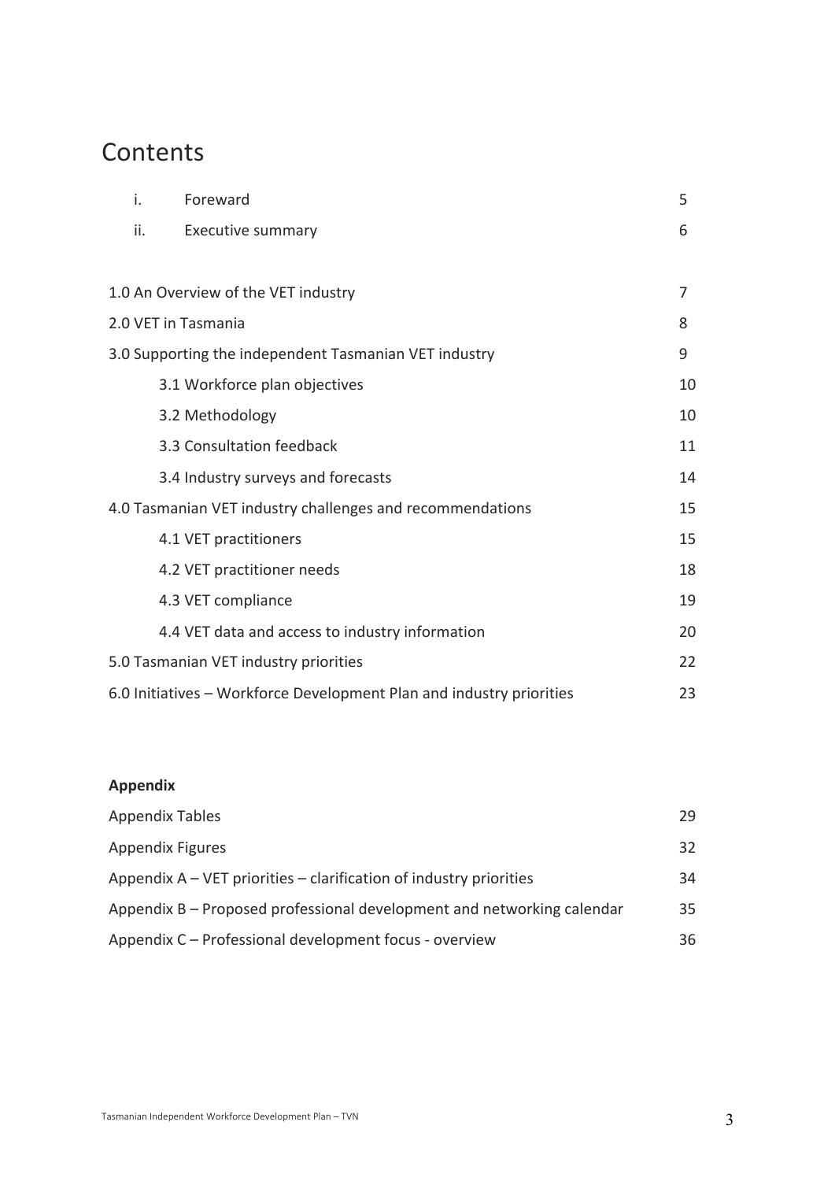# Contents

| | | |
|---|---|---|
| i. | Foreward | 5 |
| ii. | Executive summary | 6 |
| | | |
| 1.0 An Overview of the VET industry | | 7 |
| 2.0 VET in Tasmania | | 8 |
| 3.0 Supporting the independent Tasmanian VET industry | | 9 |
| | 3.1 Workforce plan objectives | 10 |
| | 3.2 Methodology | 10 |
| | 3.3 Consultation feedback | 11 |
| | 3.4 Industry surveys and forecasts | 14 |
| 4.0 Tasmanian VET industry challenges and recommendations | | 15 |
| | 4.1 VET practitioners | 15 |
| | 4.2 VET practitioner needs | 18 |
| | 4.3 VET compliance | 19 |
| | 4.4 VET data and access to industry information | 20 |
| 5.0 Tasmanian VET industry priorities | | 22 |
| 6.0 Initiatives – Workforce Development Plan and industry priorities | | 23 |

**Appendix**

| | |
|---|---|
| Appendix Tables | 29 |
| Appendix Figures | 32 |
| Appendix A – VET priorities – clarification of industry priorities | 34 |
| Appendix B – Proposed professional development and networking calendar | 35 |
| Appendix C – Professional development focus - overview | 36 |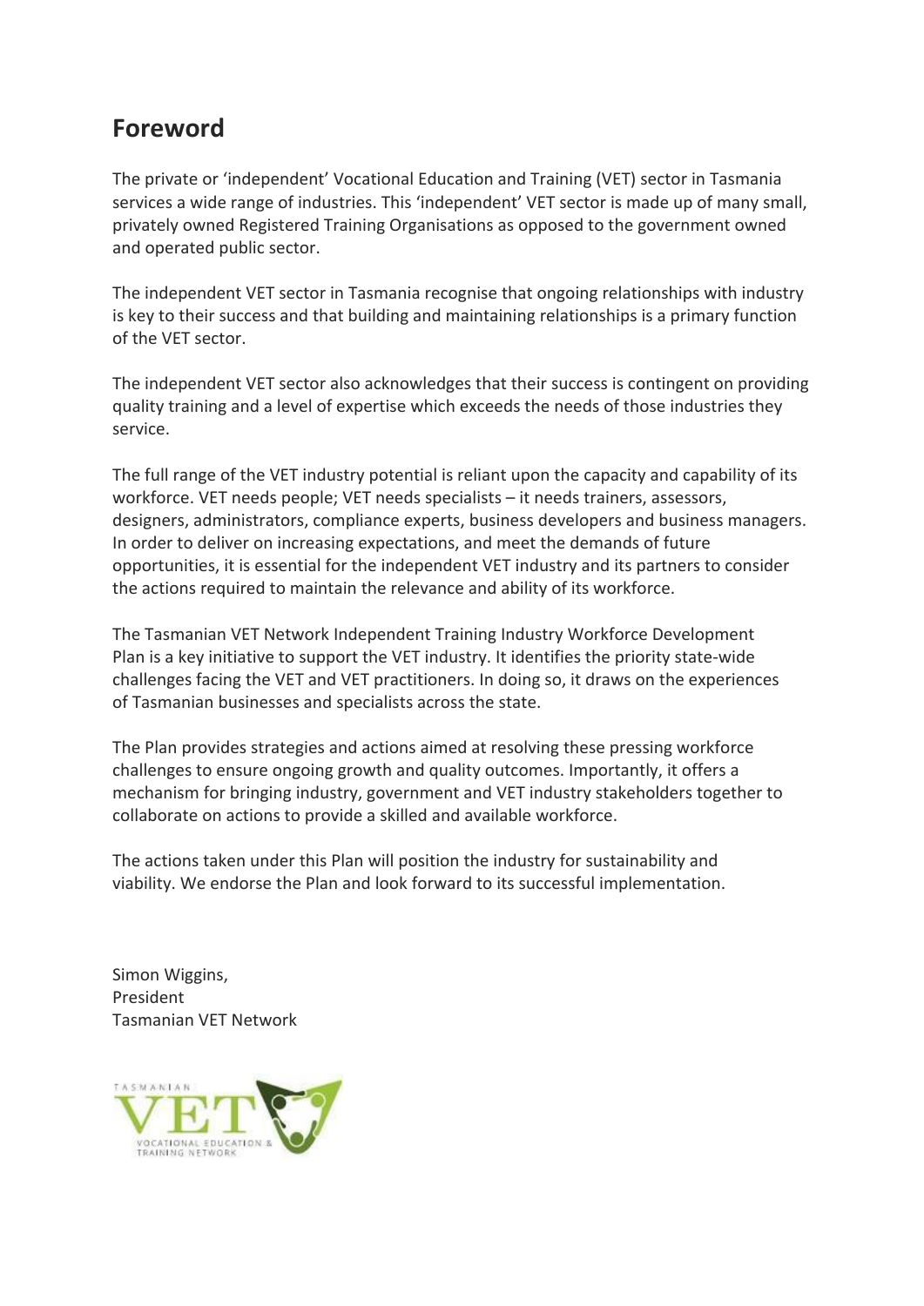## Foreword

The private or 'independent' Vocational Education and Training (VET) sector in Tasmania services a wide range of industries. This 'independent' VET sector is made up of many small, privately owned Registered Training Organisations as opposed to the government owned and operated public sector.

The independent VET sector in Tasmania recognise that ongoing relationships with industry is key to their success and that building and maintaining relationships is a primary function of the VET sector.

The independent VET sector also acknowledges that their success is contingent on providing quality training and a level of expertise which exceeds the needs of those industries they service.

The full range of the VET industry potential is reliant upon the capacity and capability of its workforce. VET needs people; VET needs specialists – it needs trainers, assessors, designers, administrators, compliance experts, business developers and business managers. In order to deliver on increasing expectations, and meet the demands of future opportunities, it is essential for the independent VET industry and its partners to consider the actions required to maintain the relevance and ability of its workforce.

The Tasmanian VET Network Independent Training Industry Workforce Development Plan is a key initiative to support the VET industry. It identifies the priority state-wide challenges facing the VET and VET practitioners. In doing so, it draws on the experiences of Tasmanian businesses and specialists across the state.

The Plan provides strategies and actions aimed at resolving these pressing workforce challenges to ensure ongoing growth and quality outcomes. Importantly, it offers a mechanism for bringing industry, government and VET industry stakeholders together to collaborate on actions to provide a skilled and available workforce.

The actions taken under this Plan will position the industry for sustainability and viability. We endorse the Plan and look forward to its successful implementation.

Simon Wiggins,
President
Tasmanian VET Network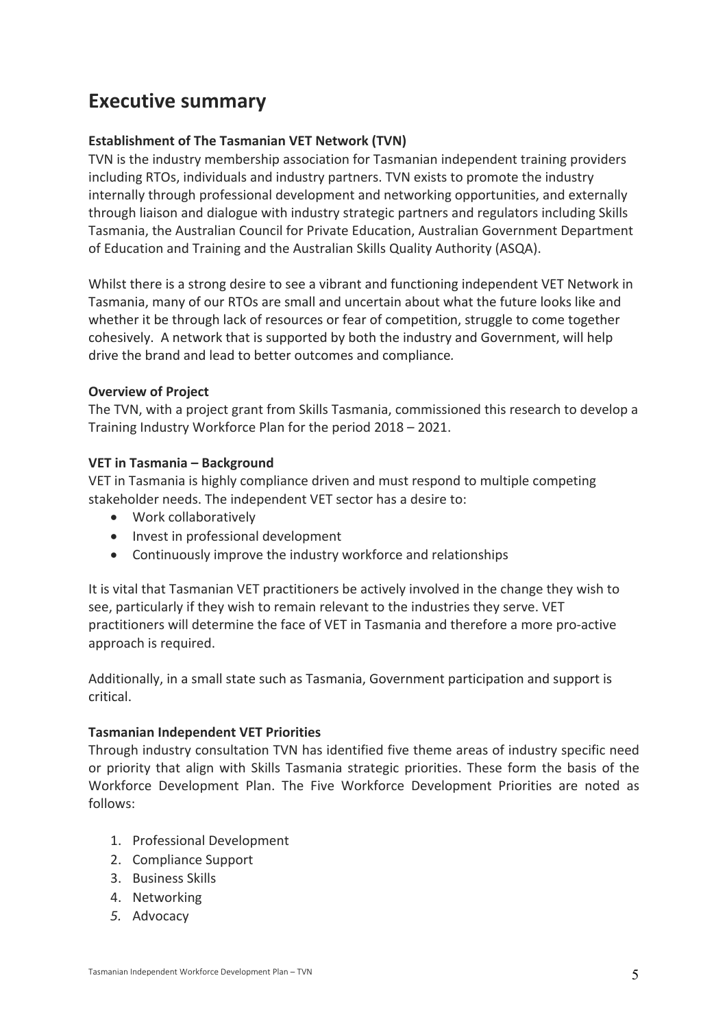# Executive summary

**Establishment of The Tasmanian VET Network (TVN)**

TVN is the industry membership association for Tasmanian independent training providers including RTOs, individuals and industry partners. TVN exists to promote the industry internally through professional development and networking opportunities, and externally through liaison and dialogue with industry strategic partners and regulators including Skills Tasmania, the Australian Council for Private Education, Australian Government Department of Education and Training and the Australian Skills Quality Authority (ASQA).

Whilst there is a strong desire to see a vibrant and functioning independent VET Network in Tasmania, many of our RTOs are small and uncertain about what the future looks like and whether it be through lack of resources or fear of competition, struggle to come together cohesively. A network that is supported by both the industry and Government, will help drive the brand and lead to better outcomes and compliance.

**Overview of Project**

The TVN, with a project grant from Skills Tasmania, commissioned this research to develop a Training Industry Workforce Plan for the period 2018 – 2021.

**VET in Tasmania – Background**

VET in Tasmania is highly compliance driven and must respond to multiple competing stakeholder needs. The independent VET sector has a desire to:

- Work collaboratively
- Invest in professional development
- Continuously improve the industry workforce and relationships

It is vital that Tasmanian VET practitioners be actively involved in the change they wish to see, particularly if they wish to remain relevant to the industries they serve. VET practitioners will determine the face of VET in Tasmania and therefore a more pro-active approach is required.

Additionally, in a small state such as Tasmania, Government participation and support is critical.

**Tasmanian Independent VET Priorities**

Through industry consultation TVN has identified five theme areas of industry specific need or priority that align with Skills Tasmania strategic priorities. These form the basis of the Workforce Development Plan. The Five Workforce Development Priorities are noted as follows:

1. Professional Development
2. Compliance Support
3. Business Skills
4. Networking
5. Advocacy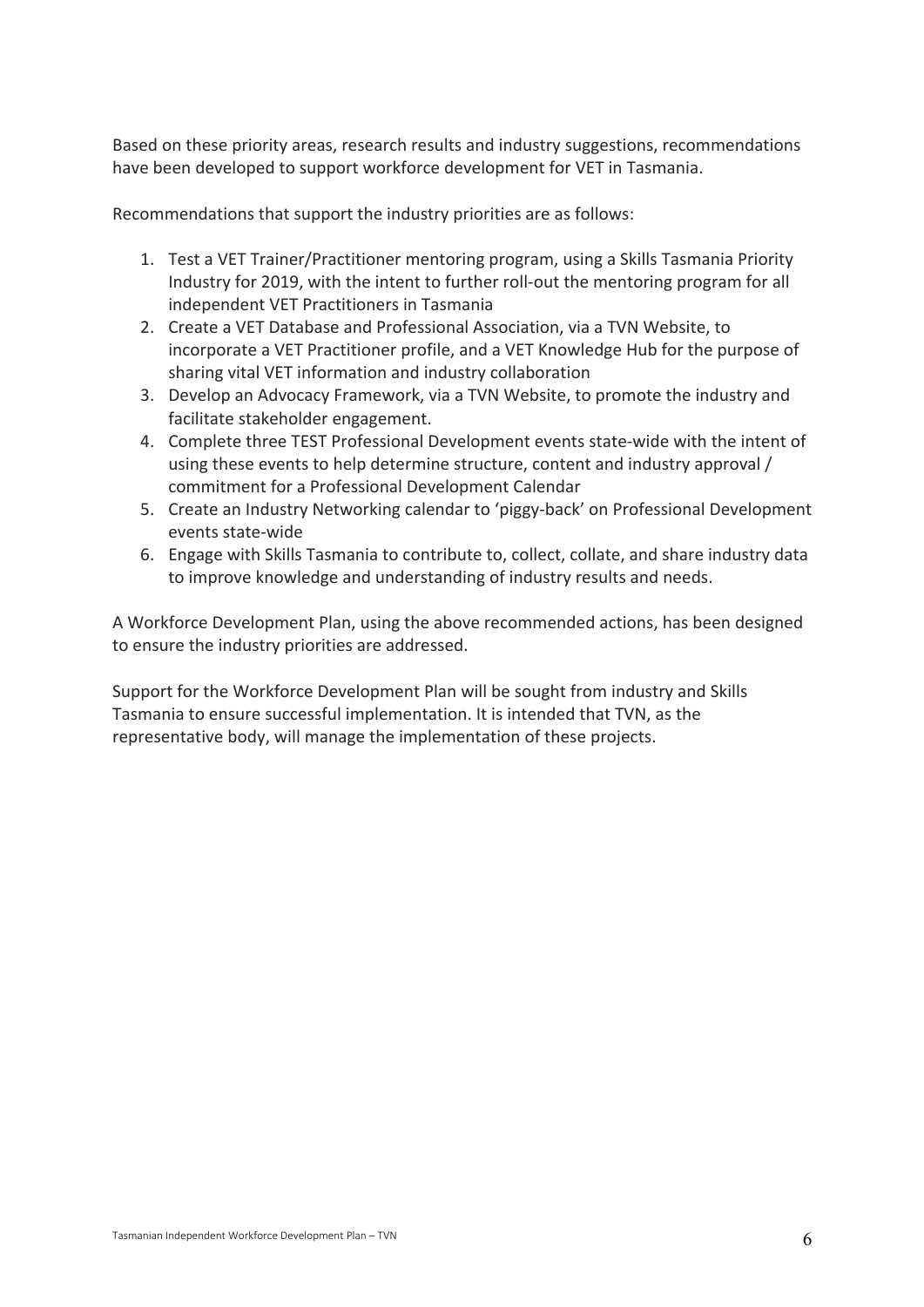Based on these priority areas, research results and industry suggestions, recommendations have been developed to support workforce development for VET in Tasmania.

Recommendations that support the industry priorities are as follows:

1. Test a VET Trainer/Practitioner mentoring program, using a Skills Tasmania Priority Industry for 2019, with the intent to further roll-out the mentoring program for all independent VET Practitioners in Tasmania
2. Create a VET Database and Professional Association, via a TVN Website, to incorporate a VET Practitioner profile, and a VET Knowledge Hub for the purpose of sharing vital VET information and industry collaboration
3. Develop an Advocacy Framework, via a TVN Website, to promote the industry and facilitate stakeholder engagement.
4. Complete three TEST Professional Development events state-wide with the intent of using these events to help determine structure, content and industry approval / commitment for a Professional Development Calendar
5. Create an Industry Networking calendar to 'piggy-back' on Professional Development events state-wide
6. Engage with Skills Tasmania to contribute to, collect, collate, and share industry data to improve knowledge and understanding of industry results and needs.

A Workforce Development Plan, using the above recommended actions, has been designed to ensure the industry priorities are addressed.

Support for the Workforce Development Plan will be sought from industry and Skills Tasmania to ensure successful implementation. It is intended that TVN, as the representative body, will manage the implementation of these projects.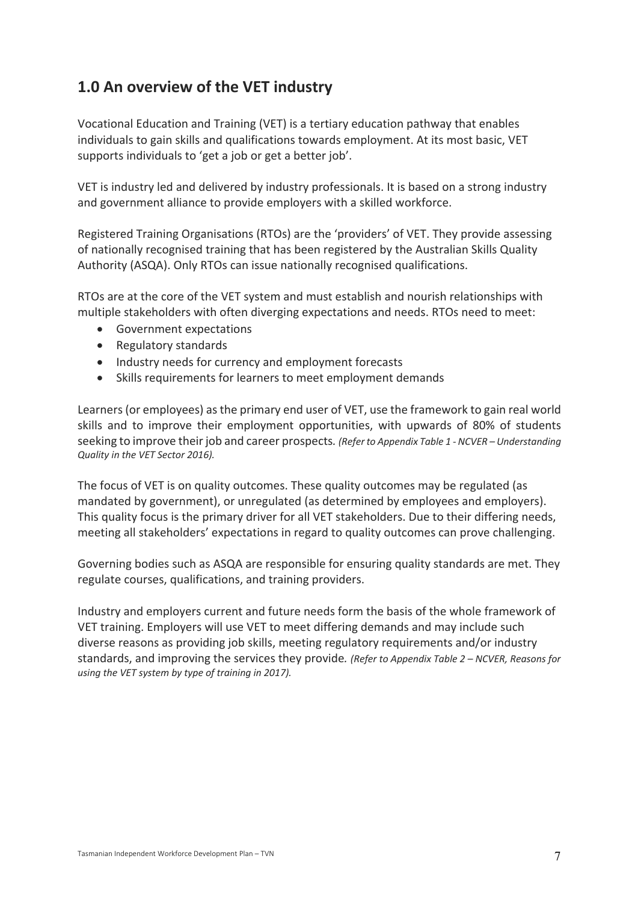## 1.0 An overview of the VET industry

Vocational Education and Training (VET) is a tertiary education pathway that enables individuals to gain skills and qualifications towards employment. At its most basic, VET supports individuals to 'get a job or get a better job'.

VET is industry led and delivered by industry professionals. It is based on a strong industry and government alliance to provide employers with a skilled workforce.

Registered Training Organisations (RTOs) are the 'providers' of VET. They provide assessing of nationally recognised training that has been registered by the Australian Skills Quality Authority (ASQA). Only RTOs can issue nationally recognised qualifications.

RTOs are at the core of the VET system and must establish and nourish relationships with multiple stakeholders with often diverging expectations and needs. RTOs need to meet:

- Government expectations
- Regulatory standards
- Industry needs for currency and employment forecasts
- Skills requirements for learners to meet employment demands

Learners (or employees) as the primary end user of VET, use the framework to gain real world skills and to improve their employment opportunities, with upwards of 80% of students seeking to improve their job and career prospects*. (Refer to Appendix Table 1 - NCVER – Understanding Quality in the VET Sector 2016).*

The focus of VET is on quality outcomes. These quality outcomes may be regulated (as mandated by government), or unregulated (as determined by employees and employers). This quality focus is the primary driver for all VET stakeholders. Due to their differing needs, meeting all stakeholders' expectations in regard to quality outcomes can prove challenging.

Governing bodies such as ASQA are responsible for ensuring quality standards are met. They regulate courses, qualifications, and training providers.

Industry and employers current and future needs form the basis of the whole framework of VET training. Employers will use VET to meet differing demands and may include such diverse reasons as providing job skills, meeting regulatory requirements and/or industry standards, and improving the services they provide*. (Refer to Appendix Table 2 – NCVER, Reasons for using the VET system by type of training in 2017).*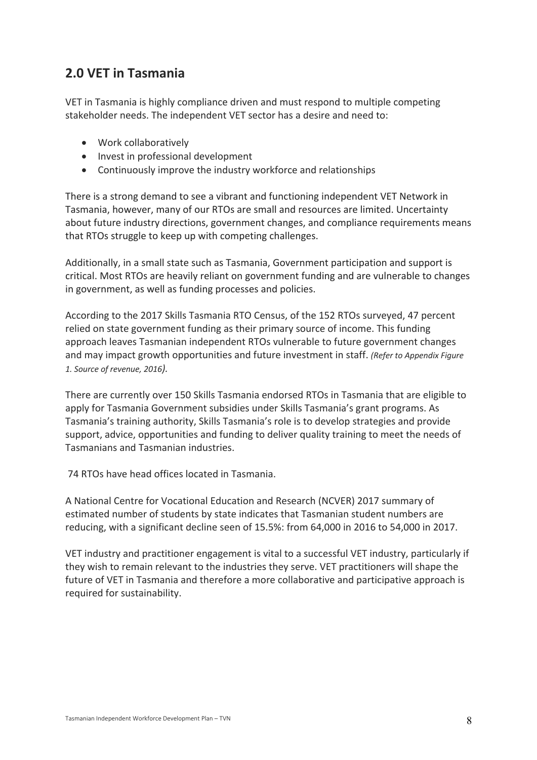## 2.0 VET in Tasmania

VET in Tasmania is highly compliance driven and must respond to multiple competing stakeholder needs. The independent VET sector has a desire and need to:

- Work collaboratively
- Invest in professional development
- Continuously improve the industry workforce and relationships

There is a strong demand to see a vibrant and functioning independent VET Network in Tasmania, however, many of our RTOs are small and resources are limited. Uncertainty about future industry directions, government changes, and compliance requirements means that RTOs struggle to keep up with competing challenges.

Additionally, in a small state such as Tasmania, Government participation and support is critical. Most RTOs are heavily reliant on government funding and are vulnerable to changes in government, as well as funding processes and policies.

According to the 2017 Skills Tasmania RTO Census, of the 152 RTOs surveyed, 47 percent relied on state government funding as their primary source of income. This funding approach leaves Tasmanian independent RTOs vulnerable to future government changes and may impact growth opportunities and future investment in staff. *(Refer to Appendix Figure 1. Source of revenue, 2016).*

There are currently over 150 Skills Tasmania endorsed RTOs in Tasmania that are eligible to apply for Tasmania Government subsidies under Skills Tasmania's grant programs. As Tasmania's training authority, Skills Tasmania's role is to develop strategies and provide support, advice, opportunities and funding to deliver quality training to meet the needs of Tasmanians and Tasmanian industries.

74 RTOs have head offices located in Tasmania.

A National Centre for Vocational Education and Research (NCVER) 2017 summary of estimated number of students by state indicates that Tasmanian student numbers are reducing, with a significant decline seen of 15.5%: from 64,000 in 2016 to 54,000 in 2017.

VET industry and practitioner engagement is vital to a successful VET industry, particularly if they wish to remain relevant to the industries they serve. VET practitioners will shape the future of VET in Tasmania and therefore a more collaborative and participative approach is required for sustainability.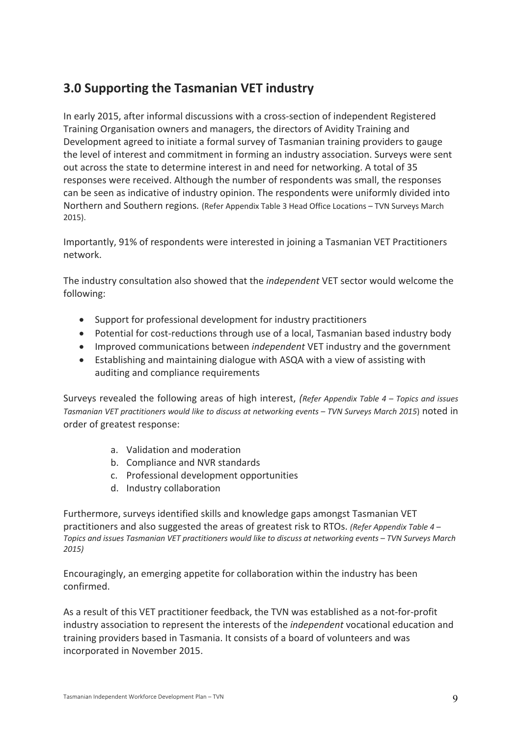## 3.0 Supporting the Tasmanian VET industry

In early 2015, after informal discussions with a cross-section of independent Registered Training Organisation owners and managers, the directors of Avidity Training and Development agreed to initiate a formal survey of Tasmanian training providers to gauge the level of interest and commitment in forming an industry association. Surveys were sent out across the state to determine interest in and need for networking. A total of 35 responses were received. Although the number of respondents was small, the responses can be seen as indicative of industry opinion. The respondents were uniformly divided into Northern and Southern regions. (Refer Appendix Table 3 Head Office Locations – TVN Surveys March 2015).

Importantly, 91% of respondents were interested in joining a Tasmanian VET Practitioners network.

The industry consultation also showed that the *independent* VET sector would welcome the following:

- Support for professional development for industry practitioners
- Potential for cost-reductions through use of a local, Tasmanian based industry body
- Improved communications between *independent* VET industry and the government
- Establishing and maintaining dialogue with ASQA with a view of assisting with auditing and compliance requirements

Surveys revealed the following areas of high interest, *(Refer Appendix Table 4 – Topics and issues Tasmanian VET practitioners would like to discuss at networking events – TVN Surveys March 2015*) noted in order of greatest response:

a. Validation and moderation
b. Compliance and NVR standards
c. Professional development opportunities
d. Industry collaboration

Furthermore, surveys identified skills and knowledge gaps amongst Tasmanian VET practitioners and also suggested the areas of greatest risk to RTOs. *(Refer Appendix Table 4 – Topics and issues Tasmanian VET practitioners would like to discuss at networking events – TVN Surveys March 2015)*

Encouragingly, an emerging appetite for collaboration within the industry has been confirmed.

As a result of this VET practitioner feedback, the TVN was established as a not-for-profit industry association to represent the interests of the *independent* vocational education and training providers based in Tasmania. It consists of a board of volunteers and was incorporated in November 2015.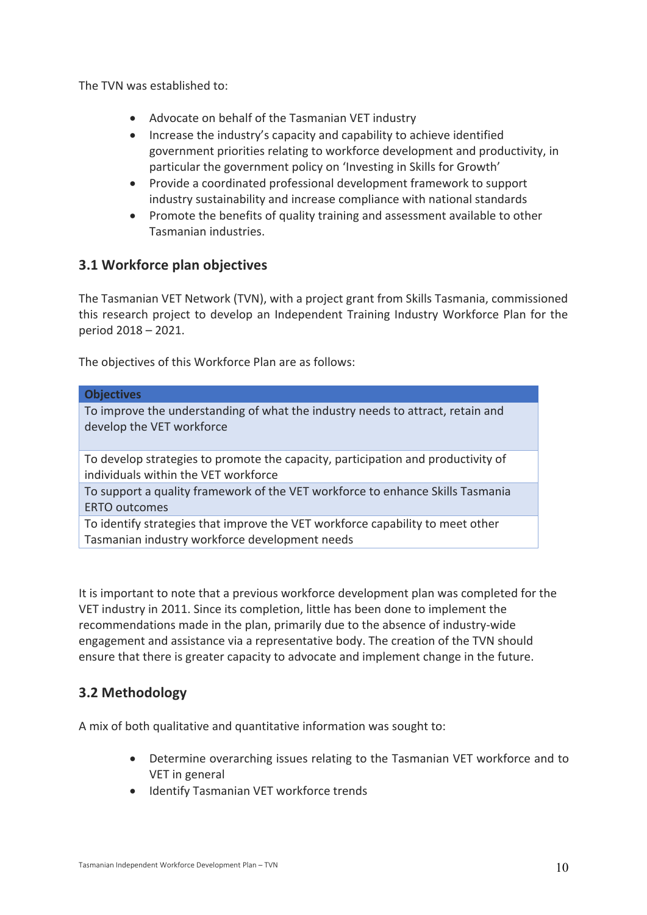The TVN was established to:

- Advocate on behalf of the Tasmanian VET industry
- Increase the industry's capacity and capability to achieve identified government priorities relating to workforce development and productivity, in particular the government policy on 'Investing in Skills for Growth'
- Provide a coordinated professional development framework to support industry sustainability and increase compliance with national standards
- Promote the benefits of quality training and assessment available to other Tasmanian industries.

## 3.1 Workforce plan objectives

The Tasmanian VET Network (TVN), with a project grant from Skills Tasmania, commissioned this research project to develop an Independent Training Industry Workforce Plan for the period 2018 – 2021.

The objectives of this Workforce Plan are as follows:

| Objectives |
| --- |
| To improve the understanding of what the industry needs to attract, retain and develop the VET workforce |
| To develop strategies to promote the capacity, participation and productivity of individuals within the VET workforce |
| To support a quality framework of the VET workforce to enhance Skills Tasmania ERTO outcomes |
| To identify strategies that improve the VET workforce capability to meet other Tasmanian industry workforce development needs |

It is important to note that a previous workforce development plan was completed for the VET industry in 2011. Since its completion, little has been done to implement the recommendations made in the plan, primarily due to the absence of industry-wide engagement and assistance via a representative body. The creation of the TVN should ensure that there is greater capacity to advocate and implement change in the future.

## 3.2 Methodology

A mix of both qualitative and quantitative information was sought to:

- Determine overarching issues relating to the Tasmanian VET workforce and to VET in general
- Identify Tasmanian VET workforce trends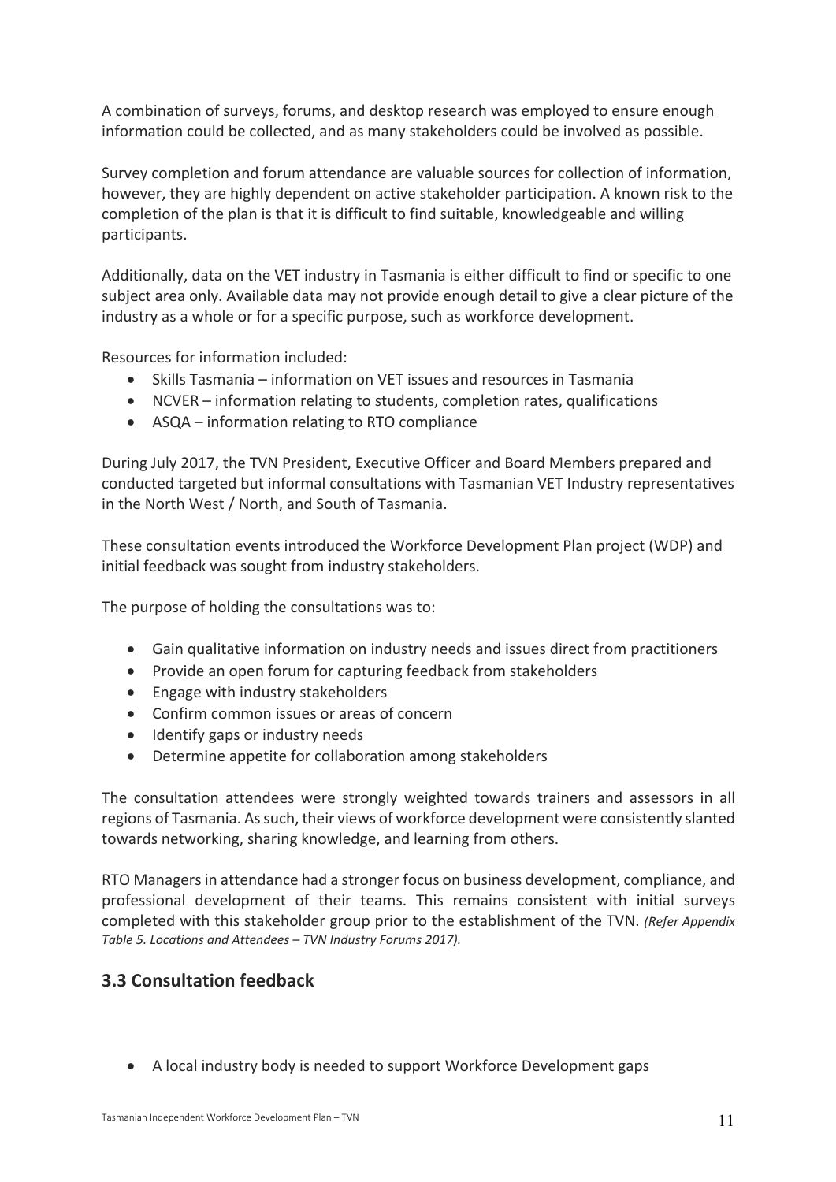A combination of surveys, forums, and desktop research was employed to ensure enough information could be collected, and as many stakeholders could be involved as possible.

Survey completion and forum attendance are valuable sources for collection of information, however, they are highly dependent on active stakeholder participation. A known risk to the completion of the plan is that it is difficult to find suitable, knowledgeable and willing participants.

Additionally, data on the VET industry in Tasmania is either difficult to find or specific to one subject area only. Available data may not provide enough detail to give a clear picture of the industry as a whole or for a specific purpose, such as workforce development.

Resources for information included:

- Skills Tasmania – information on VET issues and resources in Tasmania
- NCVER – information relating to students, completion rates, qualifications
- ASQA – information relating to RTO compliance

During July 2017, the TVN President, Executive Officer and Board Members prepared and conducted targeted but informal consultations with Tasmanian VET Industry representatives in the North West / North, and South of Tasmania.

These consultation events introduced the Workforce Development Plan project (WDP) and initial feedback was sought from industry stakeholders.

The purpose of holding the consultations was to:

- Gain qualitative information on industry needs and issues direct from practitioners
- Provide an open forum for capturing feedback from stakeholders
- Engage with industry stakeholders
- Confirm common issues or areas of concern
- Identify gaps or industry needs
- Determine appetite for collaboration among stakeholders

The consultation attendees were strongly weighted towards trainers and assessors in all regions of Tasmania. As such, their views of workforce development were consistently slanted towards networking, sharing knowledge, and learning from others.

RTO Managers in attendance had a stronger focus on business development, compliance, and professional development of their teams. This remains consistent with initial surveys completed with this stakeholder group prior to the establishment of the TVN. *(Refer Appendix Table 5. Locations and Attendees – TVN Industry Forums 2017).*

## 3.3 Consultation feedback

- A local industry body is needed to support Workforce Development gaps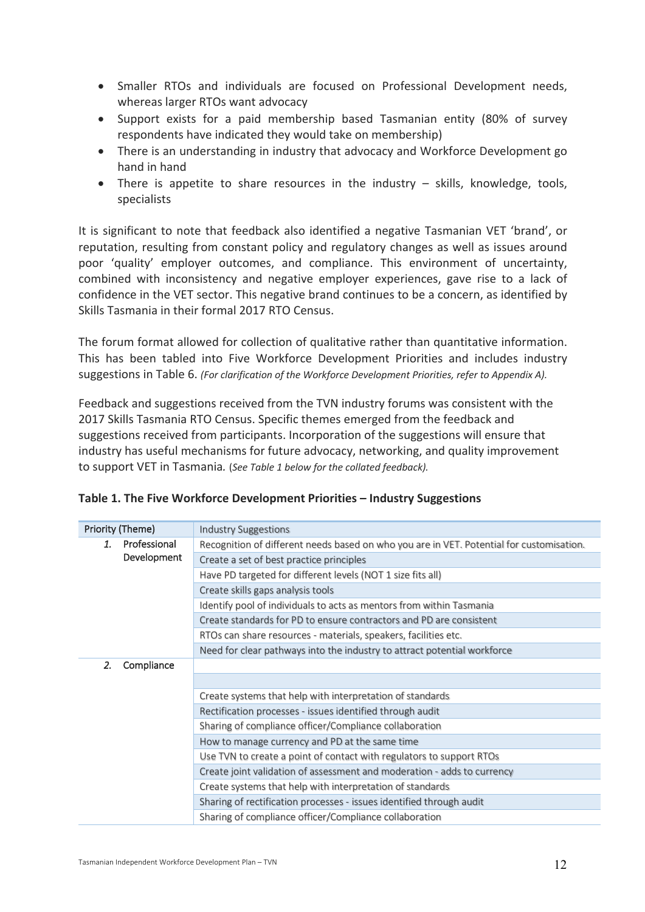- Smaller RTOs and individuals are focused on Professional Development needs, whereas larger RTOs want advocacy
- Support exists for a paid membership based Tasmanian entity (80% of survey respondents have indicated they would take on membership)
- There is an understanding in industry that advocacy and Workforce Development go hand in hand
- There is appetite to share resources in the industry – skills, knowledge, tools, specialists

It is significant to note that feedback also identified a negative Tasmanian VET 'brand', or reputation, resulting from constant policy and regulatory changes as well as issues around poor 'quality' employer outcomes, and compliance. This environment of uncertainty, combined with inconsistency and negative employer experiences, gave rise to a lack of confidence in the VET sector. This negative brand continues to be a concern, as identified by Skills Tasmania in their formal 2017 RTO Census.

The forum format allowed for collection of qualitative rather than quantitative information. This has been tabled into Five Workforce Development Priorities and includes industry suggestions in Table 6. *(For clarification of the Workforce Development Priorities, refer to Appendix A).*

Feedback and suggestions received from the TVN industry forums was consistent with the 2017 Skills Tasmania RTO Census. Specific themes emerged from the feedback and suggestions received from participants. Incorporation of the suggestions will ensure that industry has useful mechanisms for future advocacy, networking, and quality improvement to support VET in Tasmania. (*See Table 1 below for the collated feedback).*

**Table 1. The Five Workforce Development Priorities – Industry Suggestions**

| Priority (Theme) | Industry Suggestions |
|---|---|
| *1.* Professional Development | Recognition of different needs based on who you are in VET. Potential for customisation. |
| | Create a set of best practice principles |
| | Have PD targeted for different levels (NOT 1 size fits all) |
| | Create skills gaps analysis tools |
| | Identify pool of individuals to acts as mentors from within Tasmania |
| | Create standards for PD to ensure contractors and PD are consistent |
| | RTOs can share resources - materials, speakers, facilities etc. |
| | Need for clear pathways into the industry to attract potential workforce |
| *2.* Compliance | |
| | |
| | Create systems that help with interpretation of standards |
| | Rectification processes - issues identified through audit |
| | Sharing of compliance officer/Compliance collaboration |
| | How to manage currency and PD at the same time |
| | Use TVN to create a point of contact with regulators to support RTOs |
| | Create joint validation of assessment and moderation - adds to currency |
| | Create systems that help with interpretation of standards |
| | Sharing of rectification processes - issues identified through audit |
| | Sharing of compliance officer/Compliance collaboration |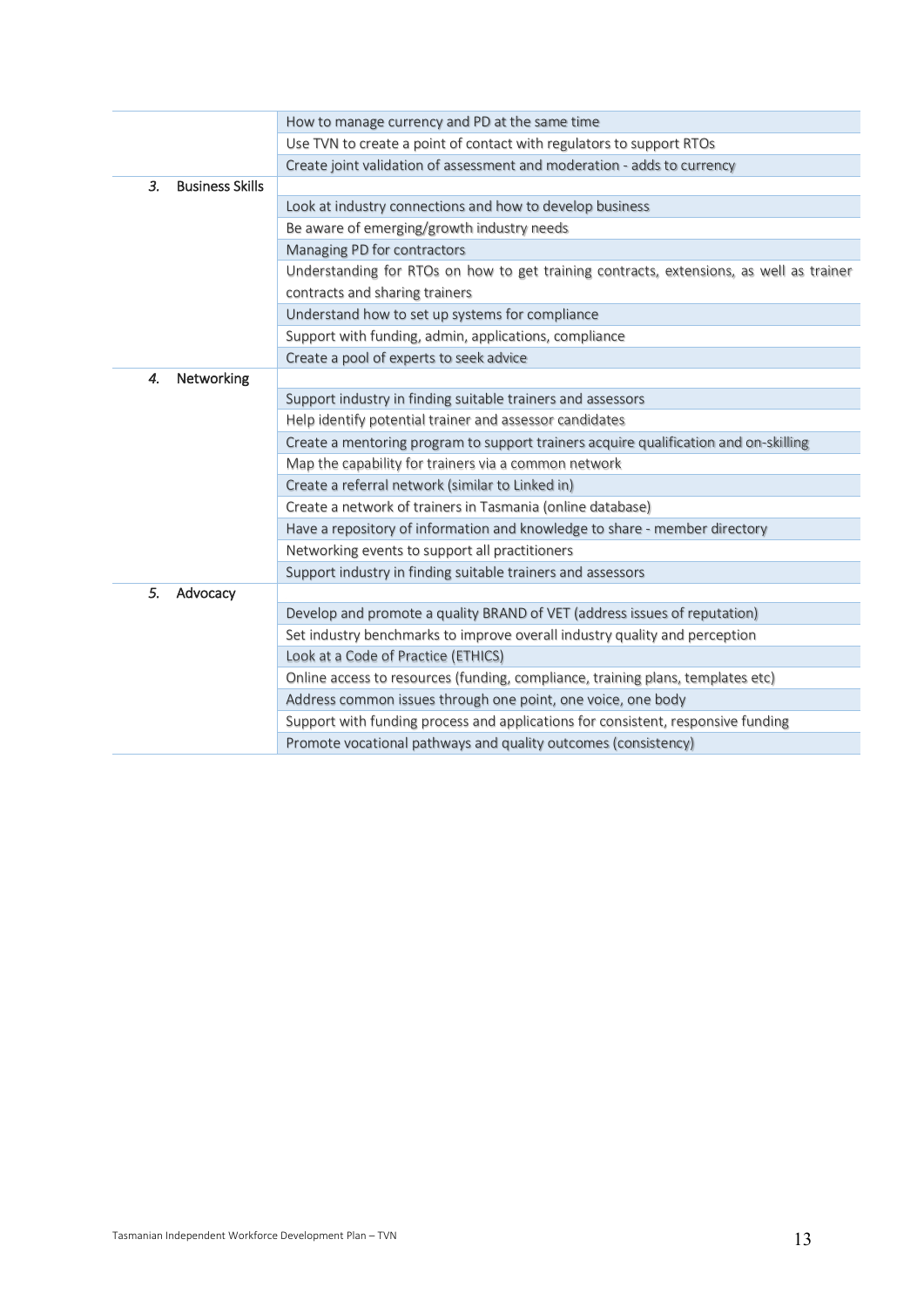| | |
|---|---|
| | How to manage currency and PD at the same time |
| | Use TVN to create a point of contact with regulators to support RTOs |
| | Create joint validation of assessment and moderation - adds to currency |
| *3.* Business Skills | |
| | Look at industry connections and how to develop business |
| | Be aware of emerging/growth industry needs |
| | Managing PD for contractors |
| | Understanding for RTOs on how to get training contracts, extensions, as well as trainer contracts and sharing trainers |
| | Understand how to set up systems for compliance |
| | Support with funding, admin, applications, compliance |
| | Create a pool of experts to seek advice |
| *4.* Networking | |
| | Support industry in finding suitable trainers and assessors |
| | Help identify potential trainer and assessor candidates |
| | Create a mentoring program to support trainers acquire qualification and on-skilling |
| | Map the capability for trainers via a common network |
| | Create a referral network (similar to Linked in) |
| | Create a network of trainers in Tasmania (online database) |
| | Have a repository of information and knowledge to share - member directory |
| | Networking events to support all practitioners |
| | Support industry in finding suitable trainers and assessors |
| *5.* Advocacy | |
| | Develop and promote a quality BRAND of VET (address issues of reputation) |
| | Set industry benchmarks to improve overall industry quality and perception |
| | Look at a Code of Practice (ETHICS) |
| | Online access to resources (funding, compliance, training plans, templates etc) |
| | Address common issues through one point, one voice, one body |
| | Support with funding process and applications for consistent, responsive funding |
| | Promote vocational pathways and quality outcomes (consistency) |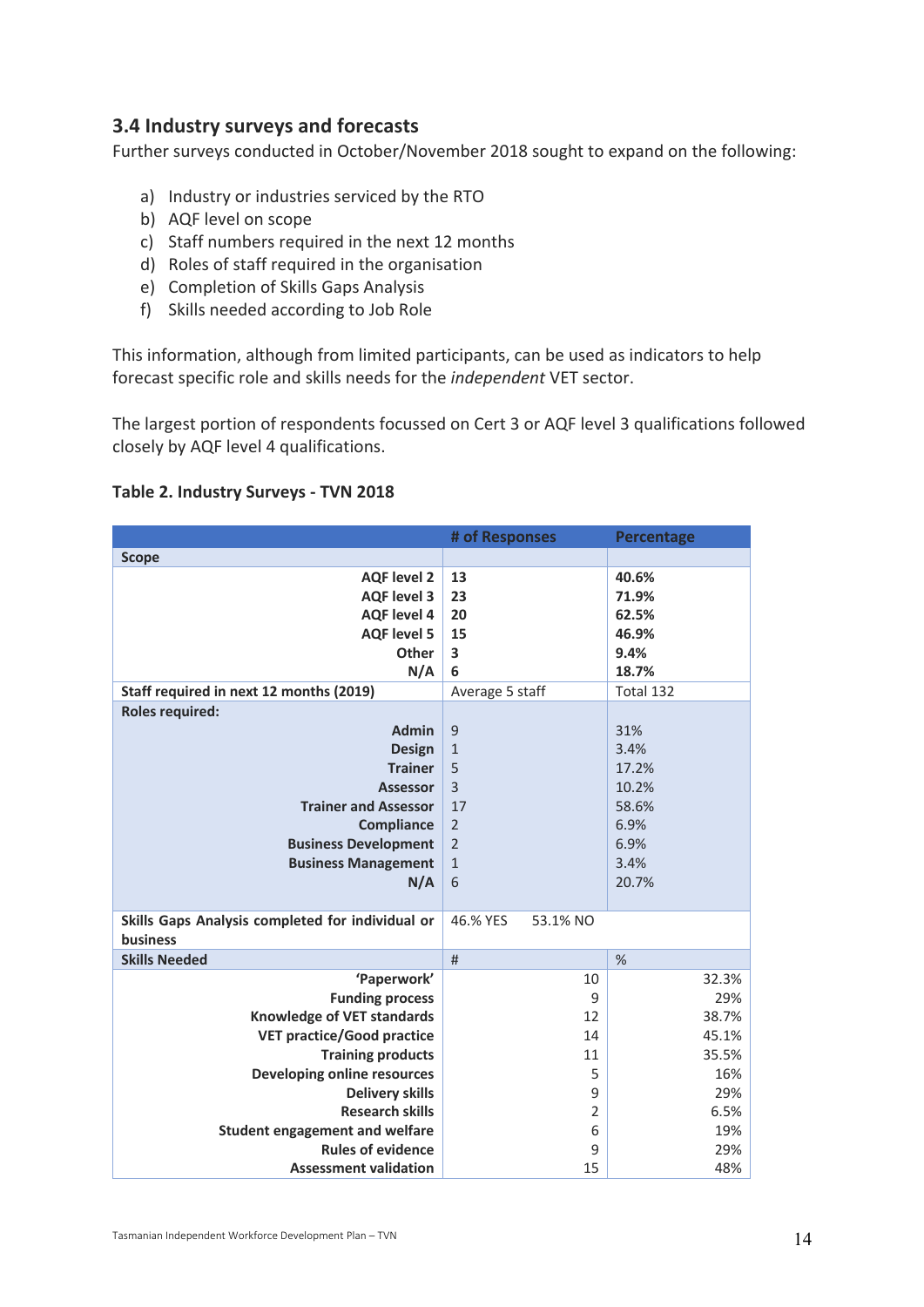### 3.4 Industry surveys and forecasts

Further surveys conducted in October/November 2018 sought to expand on the following:

a) Industry or industries serviced by the RTO
b) AQF level on scope
c) Staff numbers required in the next 12 months
d) Roles of staff required in the organisation
e) Completion of Skills Gaps Analysis
f) Skills needed according to Job Role

This information, although from limited participants, can be used as indicators to help forecast specific role and skills needs for the *independent* VET sector.

The largest portion of respondents focussed on Cert 3 or AQF level 3 qualifications followed closely by AQF level 4 qualifications.

**Table 2. Industry Surveys - TVN 2018**

| | # of Responses | Percentage |
|---|---|---|
| **Scope** | | |
| **AQF level 2** | **13** | **40.6%** |
| **AQF level 3** | **23** | **71.9%** |
| **AQF level 4** | **20** | **62.5%** |
| **AQF level 5** | **15** | **46.9%** |
| **Other** | **3** | **9.4%** |
| **N/A** | **6** | **18.7%** |
| **Staff required in next 12 months (2019)** | Average 5 staff | Total 132 |
| **Roles required:** | | |
| **Admin** | 9 | 31% |
| **Design** | 1 | 3.4% |
| **Trainer** | 5 | 17.2% |
| **Assessor** | 3 | 10.2% |
| **Trainer and Assessor** | 17 | 58.6% |
| **Compliance** | 2 | 6.9% |
| **Business Development** | 2 | 6.9% |
| **Business Management** | 1 | 3.4% |
| **N/A** | 6 | 20.7% |
| **Skills Gaps Analysis completed for individual or business** | 46.% YES 53.1% NO | |
| **Skills Needed** | # | % |
| **'Paperwork'** | 10 | 32.3% |
| **Funding process** | 9 | 29% |
| **Knowledge of VET standards** | 12 | 38.7% |
| **VET practice/Good practice** | 14 | 45.1% |
| **Training products** | 11 | 35.5% |
| **Developing online resources** | 5 | 16% |
| **Delivery skills** | 9 | 29% |
| **Research skills** | 2 | 6.5% |
| **Student engagement and welfare** | 6 | 19% |
| **Rules of evidence** | 9 | 29% |
| **Assessment validation** | 15 | 48% |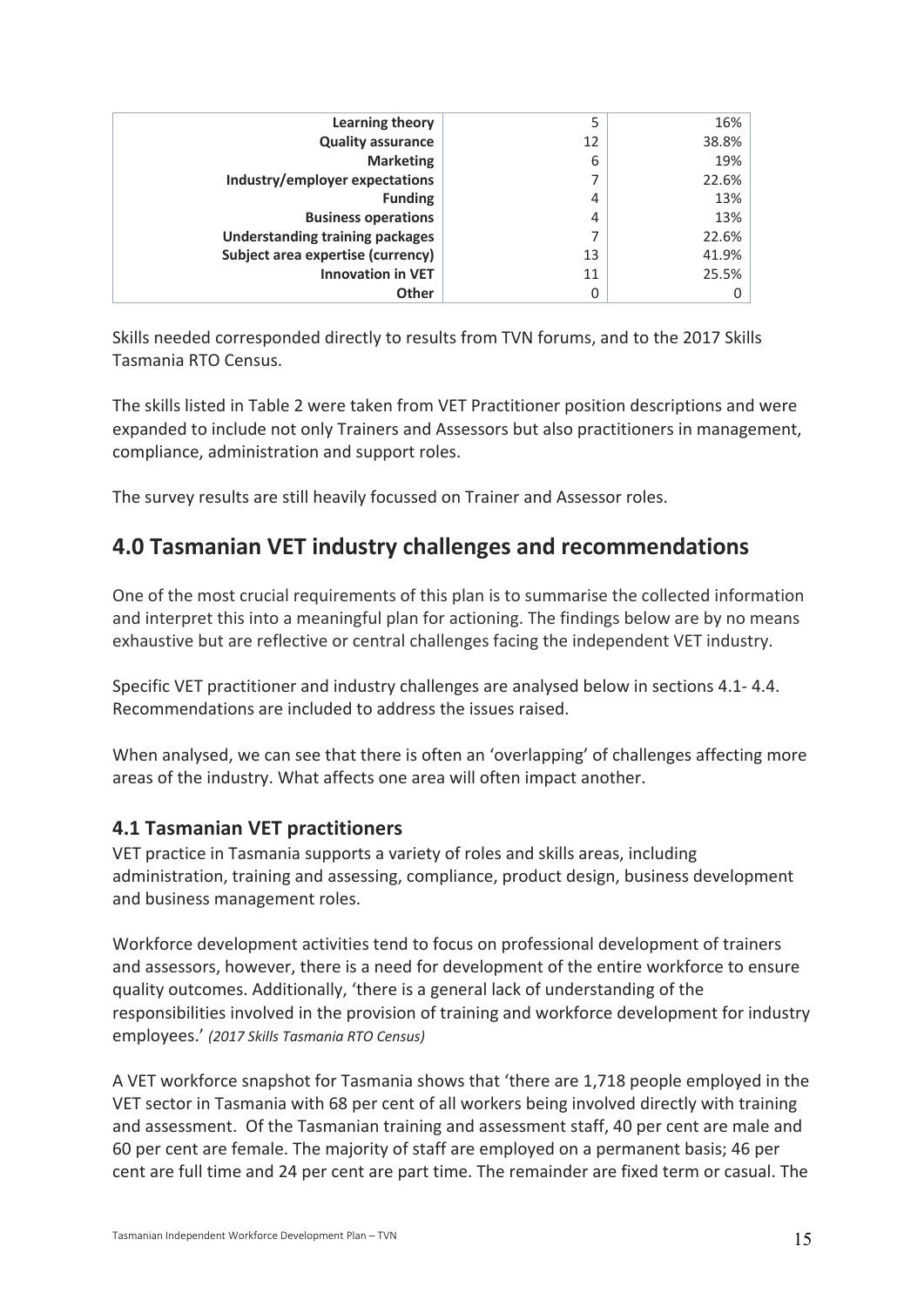| | | |
|---|---|---|
| **Learning theory** | 5 | 16% |
| **Quality assurance** | 12 | 38.8% |
| **Marketing** | 6 | 19% |
| **Industry/employer expectations** | 7 | 22.6% |
| **Funding** | 4 | 13% |
| **Business operations** | 4 | 13% |
| **Understanding training packages** | 7 | 22.6% |
| **Subject area expertise (currency)** | 13 | 41.9% |
| **Innovation in VET** | 11 | 25.5% |
| **Other** | 0 | 0 |

Skills needed corresponded directly to results from TVN forums, and to the 2017 Skills Tasmania RTO Census.

The skills listed in Table 2 were taken from VET Practitioner position descriptions and were expanded to include not only Trainers and Assessors but also practitioners in management, compliance, administration and support roles.

The survey results are still heavily focussed on Trainer and Assessor roles.

## 4.0 Tasmanian VET industry challenges and recommendations

One of the most crucial requirements of this plan is to summarise the collected information and interpret this into a meaningful plan for actioning. The findings below are by no means exhaustive but are reflective or central challenges facing the independent VET industry.

Specific VET practitioner and industry challenges are analysed below in sections 4.1- 4.4. Recommendations are included to address the issues raised.

When analysed, we can see that there is often an 'overlapping' of challenges affecting more areas of the industry. What affects one area will often impact another.

### 4.1 Tasmanian VET practitioners

VET practice in Tasmania supports a variety of roles and skills areas, including administration, training and assessing, compliance, product design, business development and business management roles.

Workforce development activities tend to focus on professional development of trainers and assessors, however, there is a need for development of the entire workforce to ensure quality outcomes. Additionally, 'there is a general lack of understanding of the responsibilities involved in the provision of training and workforce development for industry employees.' *(2017 Skills Tasmania RTO Census)*

A VET workforce snapshot for Tasmania shows that 'there are 1,718 people employed in the VET sector in Tasmania with 68 per cent of all workers being involved directly with training and assessment. Of the Tasmanian training and assessment staff, 40 per cent are male and 60 per cent are female. The majority of staff are employed on a permanent basis; 46 per cent are full time and 24 per cent are part time. The remainder are fixed term or casual. The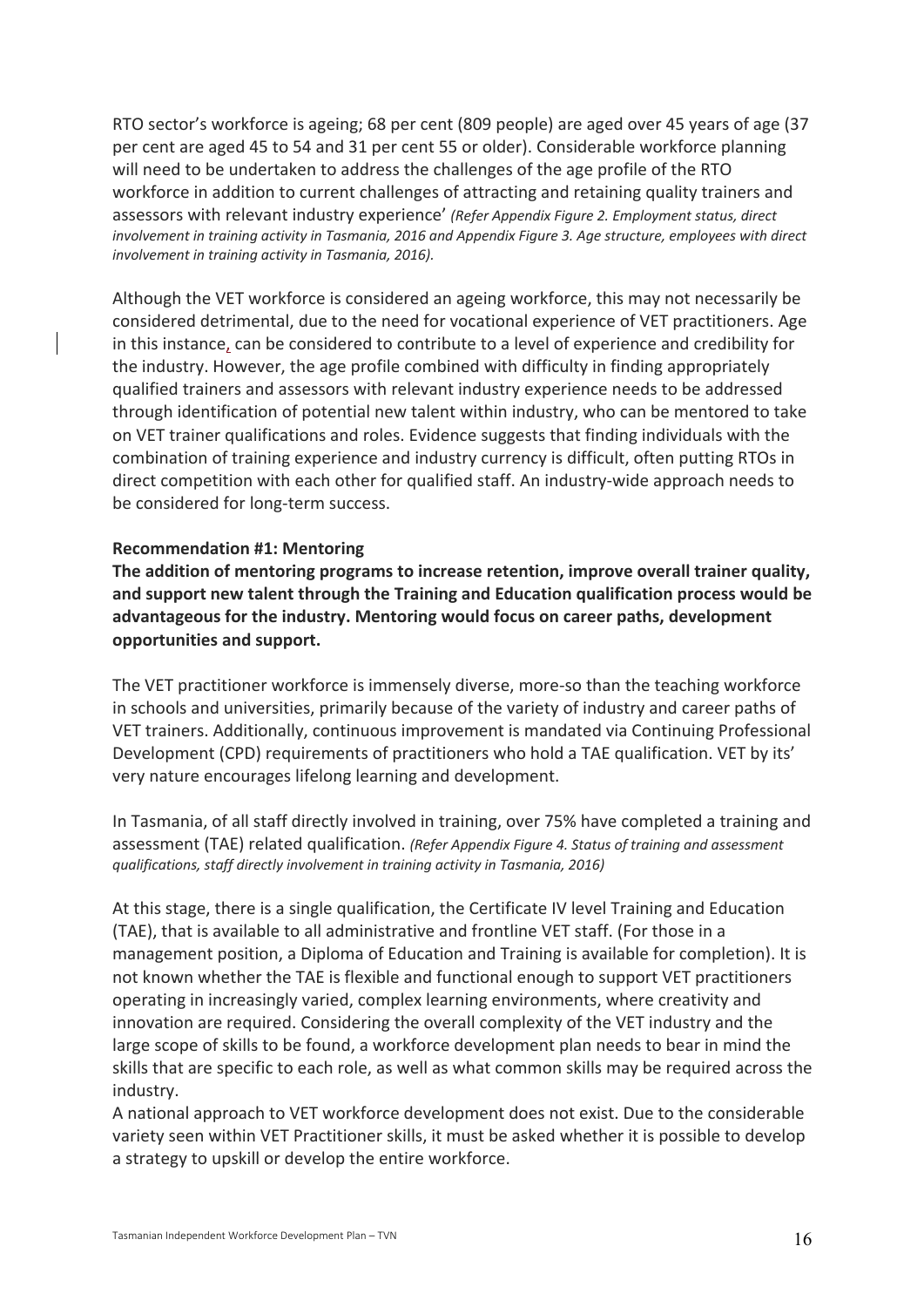RTO sector's workforce is ageing; 68 per cent (809 people) are aged over 45 years of age (37 per cent are aged 45 to 54 and 31 per cent 55 or older). Considerable workforce planning will need to be undertaken to address the challenges of the age profile of the RTO workforce in addition to current challenges of attracting and retaining quality trainers and assessors with relevant industry experience' *(Refer Appendix Figure 2. Employment status, direct involvement in training activity in Tasmania, 2016 and Appendix Figure 3. Age structure, employees with direct involvement in training activity in Tasmania, 2016).*

Although the VET workforce is considered an ageing workforce, this may not necessarily be considered detrimental, due to the need for vocational experience of VET practitioners. Age in this instance, can be considered to contribute to a level of experience and credibility for the industry. However, the age profile combined with difficulty in finding appropriately qualified trainers and assessors with relevant industry experience needs to be addressed through identification of potential new talent within industry, who can be mentored to take on VET trainer qualifications and roles. Evidence suggests that finding individuals with the combination of training experience and industry currency is difficult, often putting RTOs in direct competition with each other for qualified staff. An industry-wide approach needs to be considered for long-term success.

**Recommendation #1: Mentoring**

**The addition of mentoring programs to increase retention, improve overall trainer quality, and support new talent through the Training and Education qualification process would be advantageous for the industry. Mentoring would focus on career paths, development opportunities and support.**

The VET practitioner workforce is immensely diverse, more-so than the teaching workforce in schools and universities, primarily because of the variety of industry and career paths of VET trainers. Additionally, continuous improvement is mandated via Continuing Professional Development (CPD) requirements of practitioners who hold a TAE qualification. VET by its' very nature encourages lifelong learning and development.

In Tasmania, of all staff directly involved in training, over 75% have completed a training and assessment (TAE) related qualification. *(Refer Appendix Figure 4. Status of training and assessment qualifications, staff directly involvement in training activity in Tasmania, 2016)*

At this stage, there is a single qualification, the Certificate IV level Training and Education (TAE), that is available to all administrative and frontline VET staff. (For those in a management position, a Diploma of Education and Training is available for completion). It is not known whether the TAE is flexible and functional enough to support VET practitioners operating in increasingly varied, complex learning environments, where creativity and innovation are required. Considering the overall complexity of the VET industry and the large scope of skills to be found, a workforce development plan needs to bear in mind the skills that are specific to each role, as well as what common skills may be required across the industry.

A national approach to VET workforce development does not exist. Due to the considerable variety seen within VET Practitioner skills, it must be asked whether it is possible to develop a strategy to upskill or develop the entire workforce.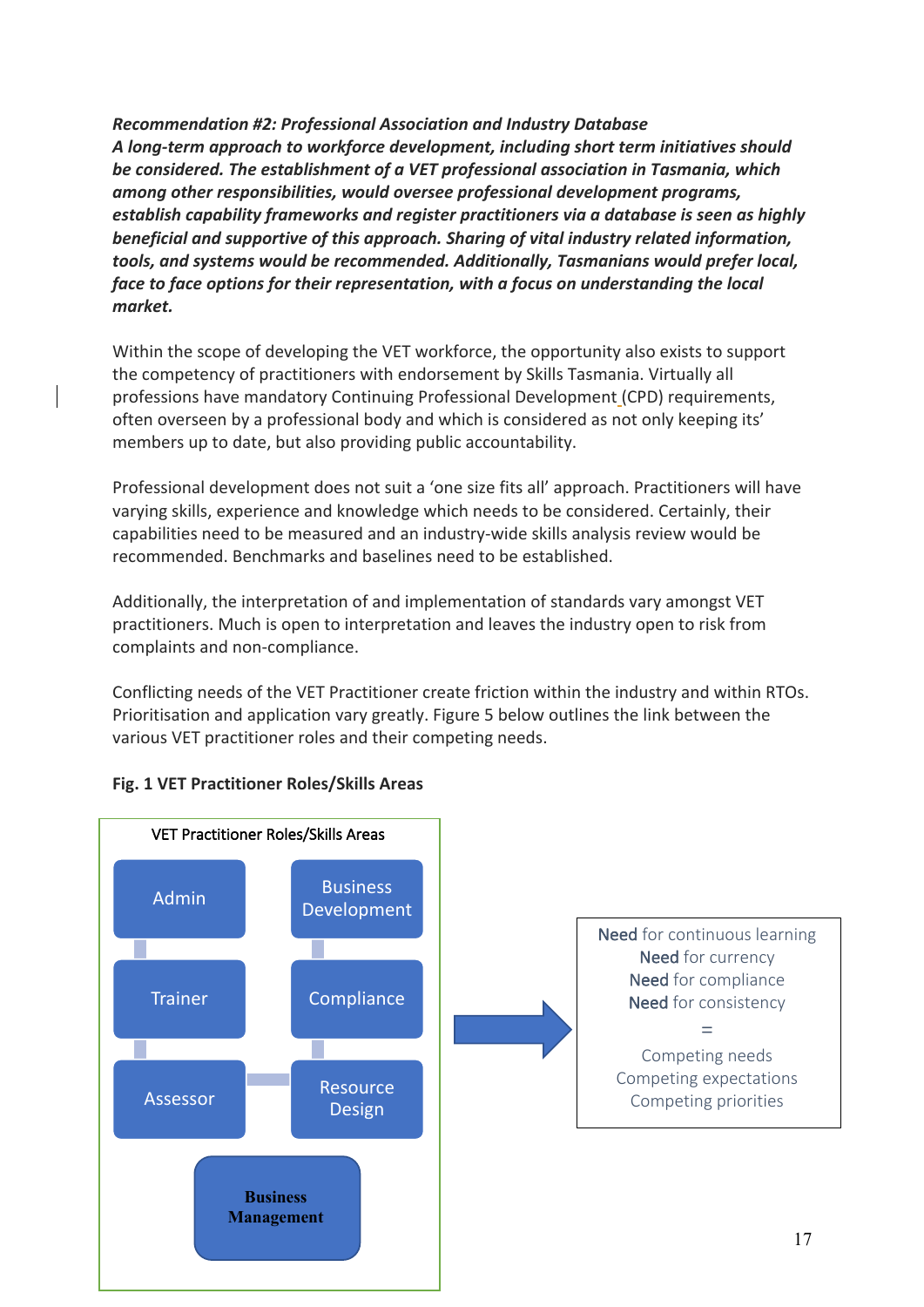***Recommendation #2: Professional Association and Industry Database***
***A long-term approach to workforce development, including short term initiatives should be considered. The establishment of a VET professional association in Tasmania, which among other responsibilities, would oversee professional development programs, establish capability frameworks and register practitioners via a database is seen as highly beneficial and supportive of this approach. Sharing of vital industry related information, tools, and systems would be recommended. Additionally, Tasmanians would prefer local, face to face options for their representation, with a focus on understanding the local market.***

Within the scope of developing the VET workforce, the opportunity also exists to support the competency of practitioners with endorsement by Skills Tasmania. Virtually all professions have mandatory Continuing Professional Development (CPD) requirements, often overseen by a professional body and which is considered as not only keeping its' members up to date, but also providing public accountability.

Professional development does not suit a 'one size fits all' approach. Practitioners will have varying skills, experience and knowledge which needs to be considered. Certainly, their capabilities need to be measured and an industry-wide skills analysis review would be recommended. Benchmarks and baselines need to be established.

Additionally, the interpretation of and implementation of standards vary amongst VET practitioners. Much is open to interpretation and leaves the industry open to risk from complaints and non-compliance.

Conflicting needs of the VET Practitioner create friction within the industry and within RTOs. Prioritisation and application vary greatly. Figure 5 below outlines the link between the various VET practitioner roles and their competing needs.

**Fig. 1 VET Practitioner Roles/Skills Areas**

VET Practitioner Roles/Skills Areas

- Admin
- Business Development
- Trainer
- Compliance
- Assessor
- Resource Design
- **Business Management**

Need for continuous learning
Need for currency
Need for compliance
Need for consistency
=
Competing needs
Competing expectations
Competing priorities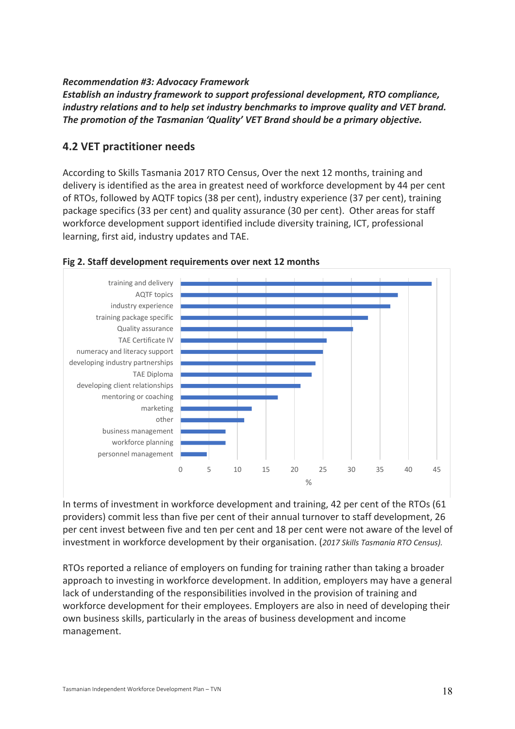***Recommendation #3: Advocacy Framework***
***Establish an industry framework to support professional development, RTO compliance, industry relations and to help set industry benchmarks to improve quality and VET brand. The promotion of the Tasmanian 'Quality' VET Brand should be a primary objective.***

## 4.2 VET practitioner needs

According to Skills Tasmania 2017 RTO Census, Over the next 12 months, training and delivery is identified as the area in greatest need of workforce development by 44 per cent of RTOs, followed by AQTF topics (38 per cent), industry experience (37 per cent), training package specifics (33 per cent) and quality assurance (30 per cent). Other areas for staff workforce development support identified include diversity training, ICT, professional learning, first aid, industry updates and TAE.

**Fig 2. Staff development requirements over next 12 months**

| Area | % |
|---|---|
| training and delivery | 44 |
| AQTF topics | 38 |
| industry experience | 37 |
| training package specific | 33 |
| Quality assurance | 30 |
| TAE Certificate IV | 26 |
| numeracy and literacy support | 25 |
| developing industry partnerships | 24 |
| TAE Diploma | 23 |
| developing client relationships | 21 |
| mentoring or coaching | 17 |
| marketing | 12.5 |
| other | 11 |
| business management | 8 |
| workforce planning | 8 |
| personnel management | 4.5 |

In terms of investment in workforce development and training, 42 per cent of the RTOs (61 providers) commit less than five per cent of their annual turnover to staff development, 26 per cent invest between five and ten per cent and 18 per cent were not aware of the level of investment in workforce development by their organisation. (*2017 Skills Tasmania RTO Census).*

RTOs reported a reliance of employers on funding for training rather than taking a broader approach to investing in workforce development. In addition, employers may have a general lack of understanding of the responsibilities involved in the provision of training and workforce development for their employees. Employers are also in need of developing their own business skills, particularly in the areas of business development and income management.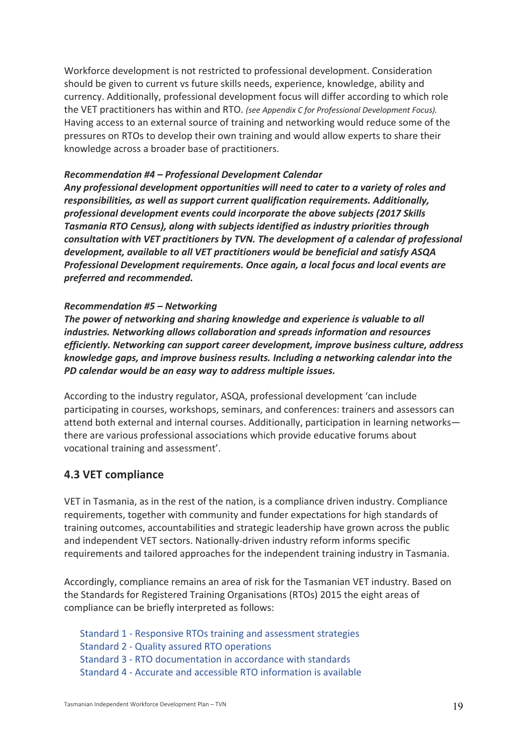Workforce development is not restricted to professional development. Consideration should be given to current vs future skills needs, experience, knowledge, ability and currency. Additionally, professional development focus will differ according to which role the VET practitioners has within and RTO. *(see Appendix C for Professional Development Focus).* Having access to an external source of training and networking would reduce some of the pressures on RTOs to develop their own training and would allow experts to share their knowledge across a broader base of practitioners.

***Recommendation #4 – Professional Development Calendar***

***Any professional development opportunities will need to cater to a variety of roles and responsibilities, as well as support current qualification requirements. Additionally, professional development events could incorporate the above subjects (2017 Skills Tasmania RTO Census), along with subjects identified as industry priorities through consultation with VET practitioners by TVN. The development of a calendar of professional development, available to all VET practitioners would be beneficial and satisfy ASQA Professional Development requirements. Once again, a local focus and local events are preferred and recommended.***

***Recommendation #5 – Networking***

***The power of networking and sharing knowledge and experience is valuable to all industries. Networking allows collaboration and spreads information and resources efficiently. Networking can support career development, improve business culture, address knowledge gaps, and improve business results. Including a networking calendar into the PD calendar would be an easy way to address multiple issues.***

According to the industry regulator, ASQA, professional development 'can include participating in courses, workshops, seminars, and conferences: trainers and assessors can attend both external and internal courses. Additionally, participation in learning networks—there are various professional associations which provide educative forums about vocational training and assessment'.

## 4.3 VET compliance

VET in Tasmania, as in the rest of the nation, is a compliance driven industry. Compliance requirements, together with community and funder expectations for high standards of training outcomes, accountabilities and strategic leadership have grown across the public and independent VET sectors. Nationally-driven industry reform informs specific requirements and tailored approaches for the independent training industry in Tasmania.

Accordingly, compliance remains an area of risk for the Tasmanian VET industry. Based on the Standards for Registered Training Organisations (RTOs) 2015 the eight areas of compliance can be briefly interpreted as follows:

Standard 1 - Responsive RTOs training and assessment strategies
Standard 2 - Quality assured RTO operations
Standard 3 - RTO documentation in accordance with standards
Standard 4 - Accurate and accessible RTO information is available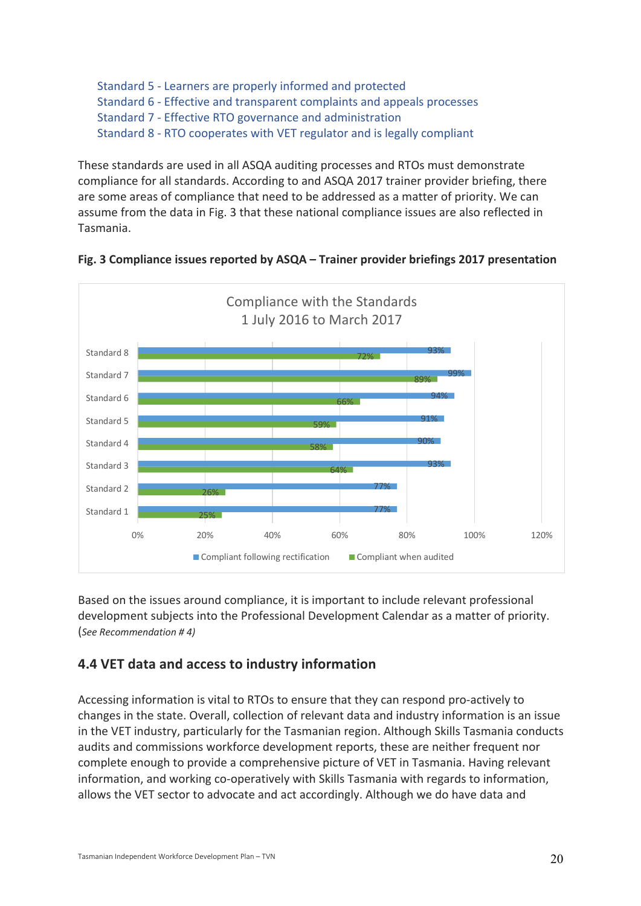Standard 5 - Learners are properly informed and protected
Standard 6 - Effective and transparent complaints and appeals processes
Standard 7 - Effective RTO governance and administration
Standard 8 - RTO cooperates with VET regulator and is legally compliant

These standards are used in all ASQA auditing processes and RTOs must demonstrate compliance for all standards. According to and ASQA 2017 trainer provider briefing, there are some areas of compliance that need to be addressed as a matter of priority. We can assume from the data in Fig. 3 that these national compliance issues are also reflected in Tasmania.

**Fig. 3 Compliance issues reported by ASQA – Trainer provider briefings 2017 presentation**

Compliance with the Standards
1 July 2016 to March 2017

| | Compliant following rectification | Compliant when audited |
|---|---|---|
| Standard 8 | 93% | 72% |
| Standard 7 | 99% | 89% |
| Standard 6 | 94% | 66% |
| Standard 5 | 91% | 59% |
| Standard 4 | 90% | 58% |
| Standard 3 | 93% | 64% |
| Standard 2 | 77% | 26% |
| Standard 1 | 77% | 25% |

Based on the issues around compliance, it is important to include relevant professional development subjects into the Professional Development Calendar as a matter of priority. (*See Recommendation # 4)*

## 4.4 VET data and access to industry information

Accessing information is vital to RTOs to ensure that they can respond pro-actively to changes in the state. Overall, collection of relevant data and industry information is an issue in the VET industry, particularly for the Tasmanian region. Although Skills Tasmania conducts audits and commissions workforce development reports, these are neither frequent nor complete enough to provide a comprehensive picture of VET in Tasmania. Having relevant information, and working co-operatively with Skills Tasmania with regards to information, allows the VET sector to advocate and act accordingly. Although we do have data and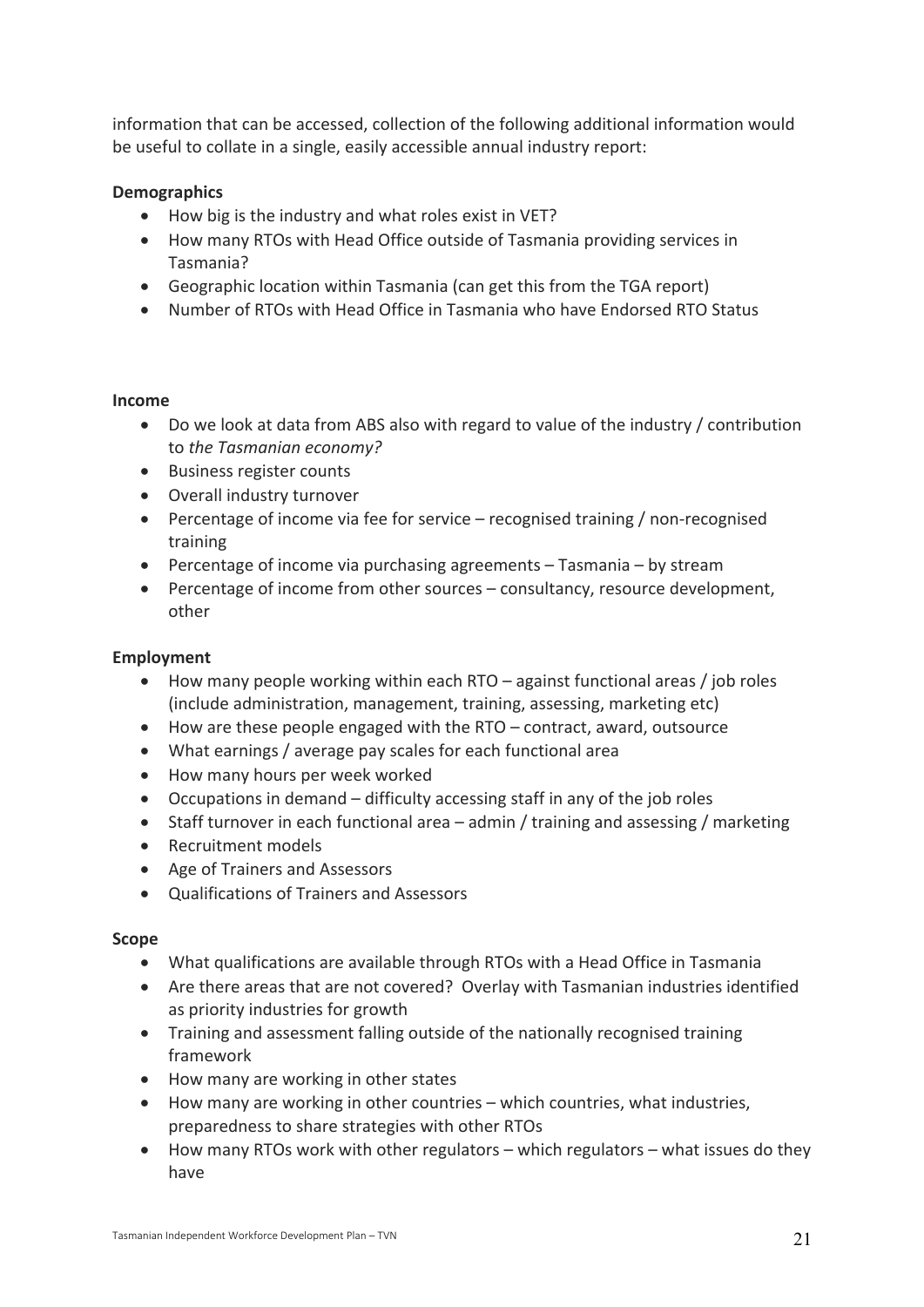information that can be accessed, collection of the following additional information would be useful to collate in a single, easily accessible annual industry report:

**Demographics**

- How big is the industry and what roles exist in VET?
- How many RTOs with Head Office outside of Tasmania providing services in Tasmania?
- Geographic location within Tasmania (can get this from the TGA report)
- Number of RTOs with Head Office in Tasmania who have Endorsed RTO Status

**Income**

- Do we look at data from ABS also with regard to value of the industry / contribution to *the Tasmanian economy?*
- Business register counts
- Overall industry turnover
- Percentage of income via fee for service – recognised training / non-recognised training
- Percentage of income via purchasing agreements – Tasmania – by stream
- Percentage of income from other sources – consultancy, resource development, other

**Employment**

- How many people working within each RTO – against functional areas / job roles (include administration, management, training, assessing, marketing etc)
- How are these people engaged with the RTO – contract, award, outsource
- What earnings / average pay scales for each functional area
- How many hours per week worked
- Occupations in demand – difficulty accessing staff in any of the job roles
- Staff turnover in each functional area – admin / training and assessing / marketing
- Recruitment models
- Age of Trainers and Assessors
- Qualifications of Trainers and Assessors

**Scope**

- What qualifications are available through RTOs with a Head Office in Tasmania
- Are there areas that are not covered? Overlay with Tasmanian industries identified as priority industries for growth
- Training and assessment falling outside of the nationally recognised training framework
- How many are working in other states
- How many are working in other countries – which countries, what industries, preparedness to share strategies with other RTOs
- How many RTOs work with other regulators – which regulators – what issues do they have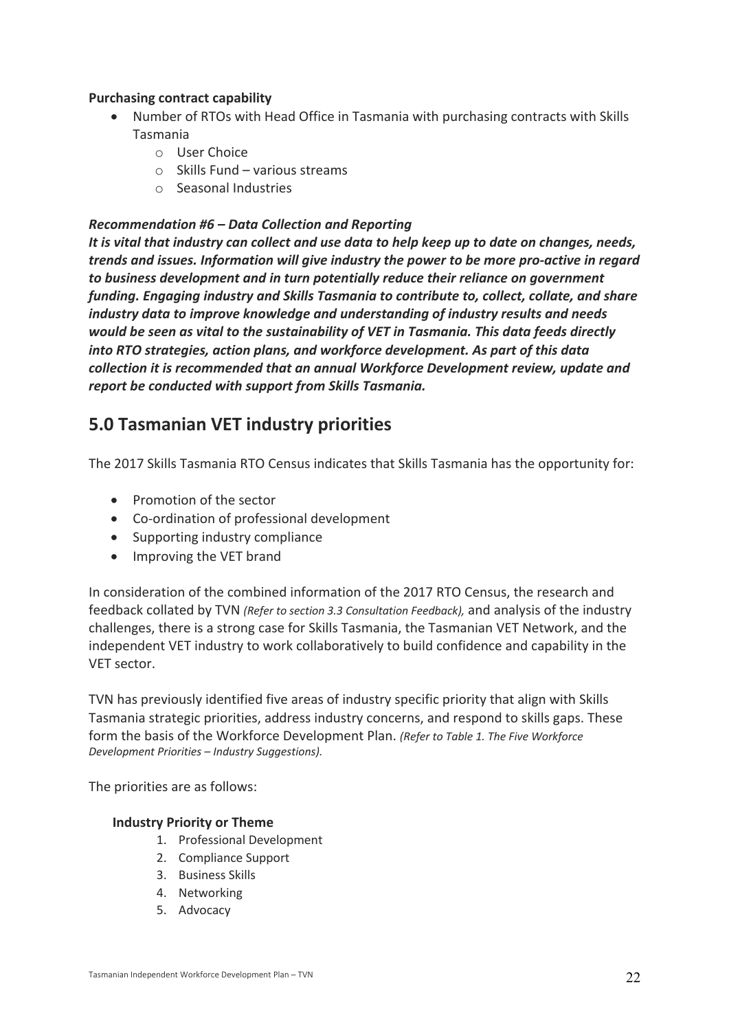**Purchasing contract capability**

- Number of RTOs with Head Office in Tasmania with purchasing contracts with Skills Tasmania
    - User Choice
    - Skills Fund – various streams
    - Seasonal Industries

***Recommendation #6 – Data Collection and Reporting***

***It is vital that industry can collect and use data to help keep up to date on changes, needs, trends and issues. Information will give industry the power to be more pro-active in regard to business development and in turn potentially reduce their reliance on government funding. Engaging industry and Skills Tasmania to contribute to, collect, collate, and share industry data to improve knowledge and understanding of industry results and needs would be seen as vital to the sustainability of VET in Tasmania. This data feeds directly into RTO strategies, action plans, and workforce development. As part of this data collection it is recommended that an annual Workforce Development review, update and report be conducted with support from Skills Tasmania.***

## 5.0 Tasmanian VET industry priorities

The 2017 Skills Tasmania RTO Census indicates that Skills Tasmania has the opportunity for:

- Promotion of the sector
- Co-ordination of professional development
- Supporting industry compliance
- Improving the VET brand

In consideration of the combined information of the 2017 RTO Census, the research and feedback collated by TVN *(Refer to section 3.3 Consultation Feedback),* and analysis of the industry challenges, there is a strong case for Skills Tasmania, the Tasmanian VET Network, and the independent VET industry to work collaboratively to build confidence and capability in the VET sector.

TVN has previously identified five areas of industry specific priority that align with Skills Tasmania strategic priorities, address industry concerns, and respond to skills gaps. These form the basis of the Workforce Development Plan. *(Refer to Table 1. The Five Workforce Development Priorities – Industry Suggestions).*

The priorities are as follows:

**Industry Priority or Theme**

1. Professional Development
2. Compliance Support
3. Business Skills
4. Networking
5. Advocacy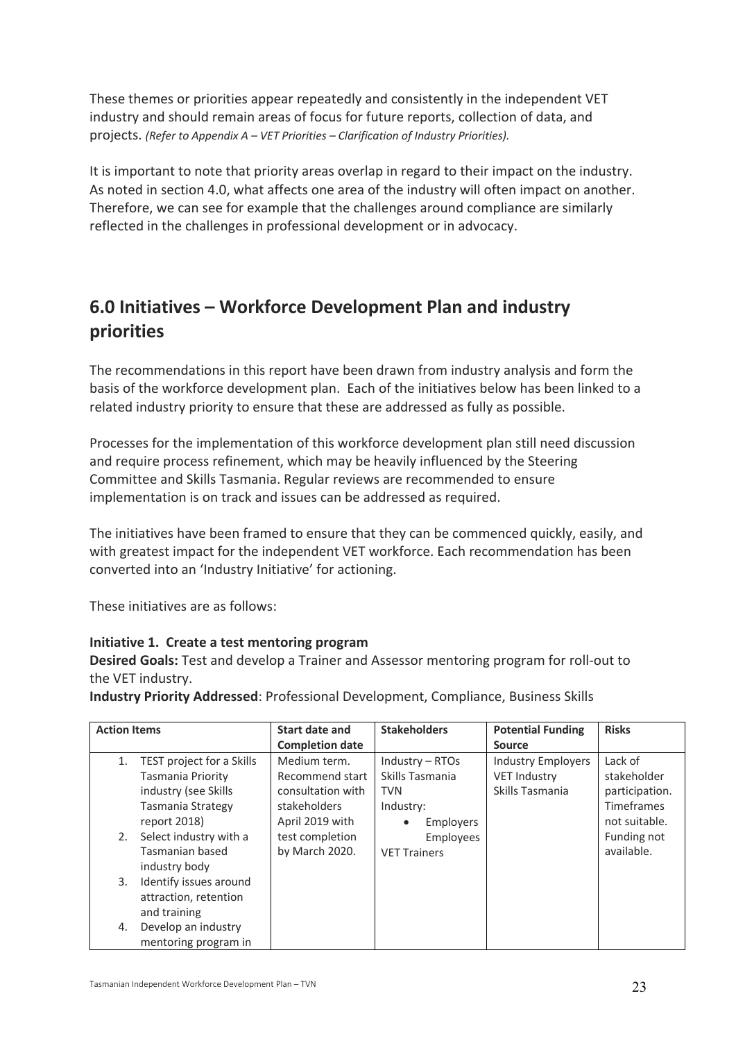These themes or priorities appear repeatedly and consistently in the independent VET industry and should remain areas of focus for future reports, collection of data, and projects. *(Refer to Appendix A – VET Priorities – Clarification of Industry Priorities).*

It is important to note that priority areas overlap in regard to their impact on the industry. As noted in section 4.0, what affects one area of the industry will often impact on another. Therefore, we can see for example that the challenges around compliance are similarly reflected in the challenges in professional development or in advocacy.

## 6.0 Initiatives – Workforce Development Plan and industry priorities

The recommendations in this report have been drawn from industry analysis and form the basis of the workforce development plan. Each of the initiatives below has been linked to a related industry priority to ensure that these are addressed as fully as possible.

Processes for the implementation of this workforce development plan still need discussion and require process refinement, which may be heavily influenced by the Steering Committee and Skills Tasmania. Regular reviews are recommended to ensure implementation is on track and issues can be addressed as required.

The initiatives have been framed to ensure that they can be commenced quickly, easily, and with greatest impact for the independent VET workforce. Each recommendation has been converted into an 'Industry Initiative' for actioning.

These initiatives are as follows:

**Initiative 1. Create a test mentoring program**
**Desired Goals:** Test and develop a Trainer and Assessor mentoring program for roll-out to the VET industry.
**Industry Priority Addressed**: Professional Development, Compliance, Business Skills

| Action Items | Start date and Completion date | Stakeholders | Potential Funding Source | Risks |
|---|---|---|---|---|
| 1. TEST project for a Skills Tasmania Priority industry (see Skills Tasmania Strategy report 2018)<br>2. Select industry with a Tasmanian based industry body<br>3. Identify issues around attraction, retention and training<br>4. Develop an industry mentoring program in | Medium term. Recommend start consultation with stakeholders April 2019 with test completion by March 2020. | Industry – RTOs<br>Skills Tasmania<br>TVN<br>Industry:<br>• Employers<br>Employees<br>VET Trainers | Industry Employers<br>VET Industry<br>Skills Tasmania | Lack of stakeholder participation.<br>Timeframes not suitable.<br>Funding not available. |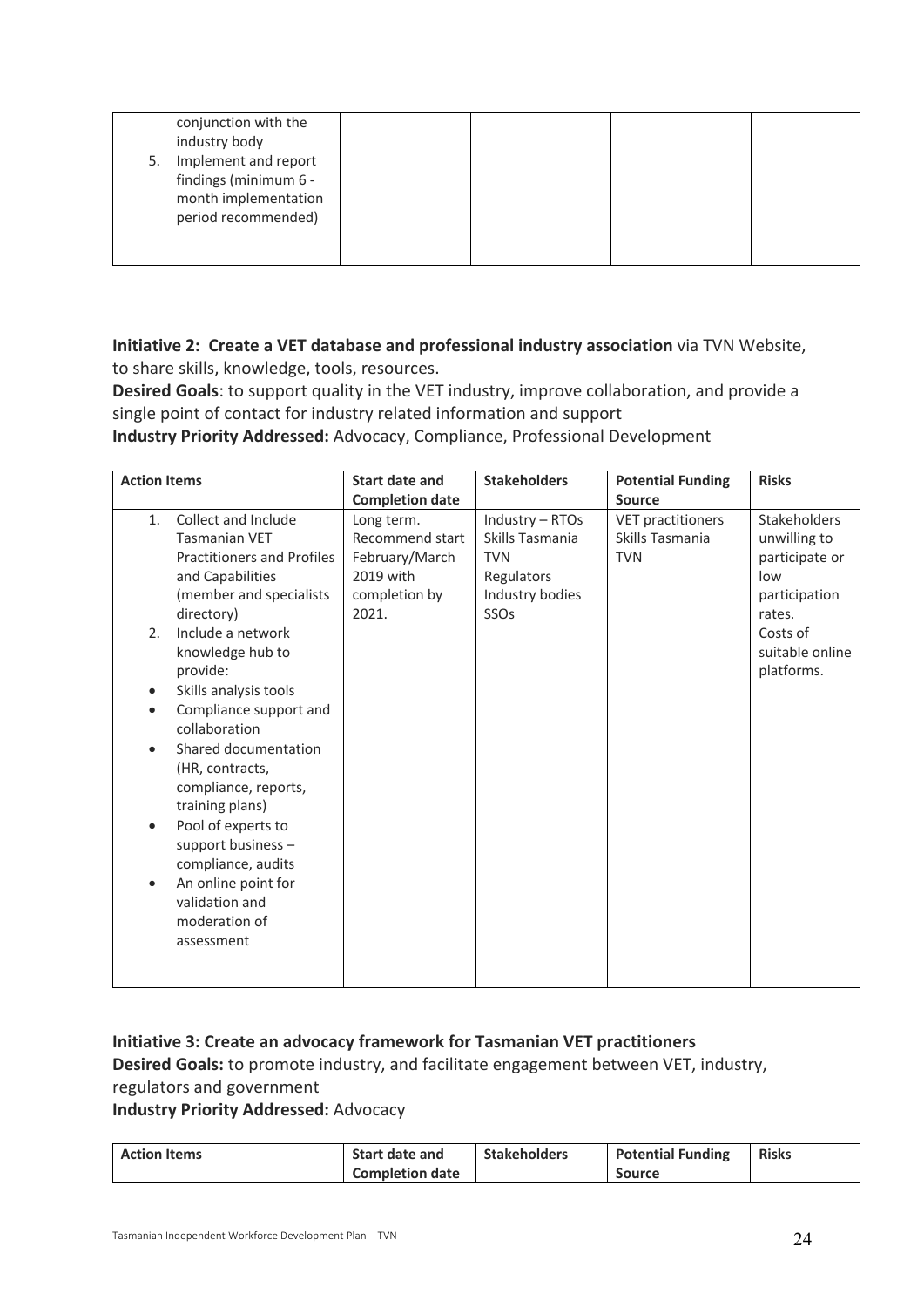| | | | | |
|---|---|---|---|---|
| conjunction with the industry body<br>5. Implement and report findings (minimum 6 - month implementation period recommended) | | | | |

**Initiative 2: Create a VET database and professional industry association** via TVN Website, to share skills, knowledge, tools, resources.
**Desired Goals**: to support quality in the VET industry, improve collaboration, and provide a single point of contact for industry related information and support
**Industry Priority Addressed:** Advocacy, Compliance, Professional Development

| Action Items | Start date and Completion date | Stakeholders | Potential Funding Source | Risks |
|---|---|---|---|---|
| 1. Collect and Include Tasmanian VET Practitioners and Profiles and Capabilities (member and specialists directory)<br>2. Include a network knowledge hub to provide:<br>• Skills analysis tools<br>• Compliance support and collaboration<br>• Shared documentation (HR, contracts, compliance, reports, training plans)<br>• Pool of experts to support business – compliance, audits<br>• An online point for validation and moderation of assessment | Long term. Recommend start February/March 2019 with completion by 2021. | Industry – RTOs<br>Skills Tasmania<br>TVN<br>Regulators<br>Industry bodies<br>SSOs | VET practitioners<br>Skills Tasmania<br>TVN | Stakeholders unwilling to participate or low participation rates.<br>Costs of suitable online platforms. |

**Initiative 3: Create an advocacy framework for Tasmanian VET practitioners**
**Desired Goals:** to promote industry, and facilitate engagement between VET, industry, regulators and government
**Industry Priority Addressed:** Advocacy

| Action Items | Start date and Completion date | Stakeholders | Potential Funding Source | Risks |
|---|---|---|---|---|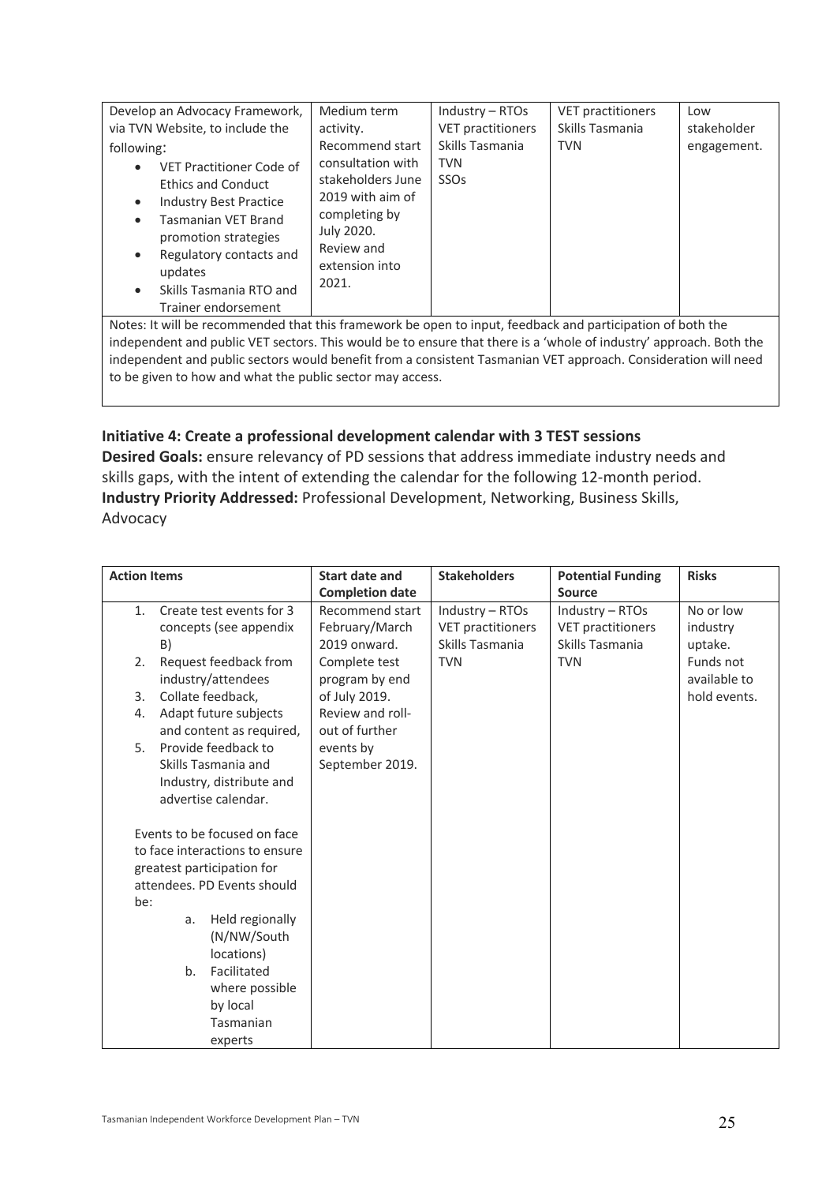| Develop an Advocacy Framework, via TVN Website, to include the following:<br>• VET Practitioner Code of Ethics and Conduct<br>• Industry Best Practice<br>• Tasmanian VET Brand promotion strategies<br>• Regulatory contacts and updates<br>• Skills Tasmania RTO and Trainer endorsement | Medium term activity. Recommend start consultation with stakeholders June 2019 with aim of completing by July 2020. Review and extension into 2021. | Industry – RTOs<br>VET practitioners<br>Skills Tasmania<br>TVN<br>SSOs | VET practitioners<br>Skills Tasmania<br>TVN | Low stakeholder engagement. |
|---|---|---|---|---|
| Notes: It will be recommended that this framework be open to input, feedback and participation of both the independent and public VET sectors. This would be to ensure that there is a 'whole of industry' approach. Both the independent and public sectors would benefit from a consistent Tasmanian VET approach. Consideration will need to be given to how and what the public sector may access. | | | | |

**Initiative 4: Create a professional development calendar with 3 TEST sessions**
**Desired Goals:** ensure relevancy of PD sessions that address immediate industry needs and skills gaps, with the intent of extending the calendar for the following 12-month period.
**Industry Priority Addressed:** Professional Development, Networking, Business Skills, Advocacy

| Action Items | Start date and Completion date | Stakeholders | Potential Funding Source | Risks |
|---|---|---|---|---|
| 1. Create test events for 3 concepts (see appendix B)<br>2. Request feedback from industry/attendees<br>3. Collate feedback,<br>4. Adapt future subjects and content as required,<br>5. Provide feedback to Skills Tasmania and Industry, distribute and advertise calendar.<br><br>Events to be focused on face to face interactions to ensure greatest participation for attendees. PD Events should be:<br>a. Held regionally (N/NW/South locations)<br>b. Facilitated where possible by local Tasmanian experts | Recommend start February/March 2019 onward. Complete test program by end of July 2019. Review and roll-out of further events by September 2019. | Industry – RTOs<br>VET practitioners<br>Skills Tasmania<br>TVN | Industry – RTOs<br>VET practitioners<br>Skills Tasmania<br>TVN | No or low industry uptake.<br>Funds not available to hold events. |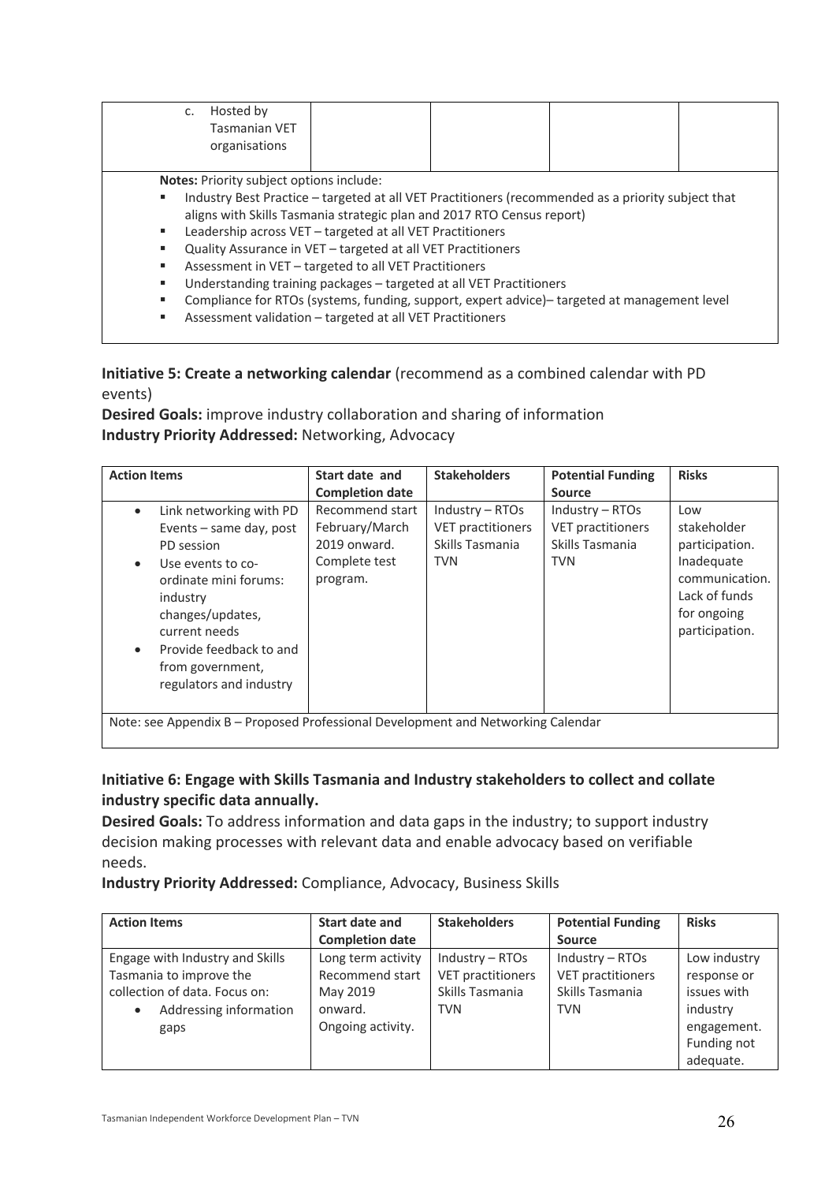| | | | | |
|---|---|---|---|---|
| c. Hosted by Tasmanian VET organisations | | | | |

**Notes:** Priority subject options include:

- Industry Best Practice – targeted at all VET Practitioners (recommended as a priority subject that aligns with Skills Tasmania strategic plan and 2017 RTO Census report)
- Leadership across VET – targeted at all VET Practitioners
- Quality Assurance in VET – targeted at all VET Practitioners
- Assessment in VET – targeted to all VET Practitioners
- Understanding training packages – targeted at all VET Practitioners
- Compliance for RTOs (systems, funding, support, expert advice)– targeted at management level
- Assessment validation – targeted at all VET Practitioners

**Initiative 5: Create a networking calendar** (recommend as a combined calendar with PD events)

**Desired Goals:** improve industry collaboration and sharing of information

**Industry Priority Addressed:** Networking, Advocacy

| Action Items | Start date and Completion date | Stakeholders | Potential Funding Source | Risks |
|---|---|---|---|---|
| • Link networking with PD Events – same day, post PD session<br>• Use events to co-ordinate mini forums: industry changes/updates, current needs<br>• Provide feedback to and from government, regulators and industry | Recommend start February/March 2019 onward. Complete test program. | Industry – RTOs<br>VET practitioners<br>Skills Tasmania<br>TVN | Industry – RTOs<br>VET practitioners<br>Skills Tasmania<br>TVN | Low stakeholder participation. Inadequate communication. Lack of funds for ongoing participation. |
| Note: see Appendix B – Proposed Professional Development and Networking Calendar | | | | |

**Initiative 6: Engage with Skills Tasmania and Industry stakeholders to collect and collate industry specific data annually.**

**Desired Goals:** To address information and data gaps in the industry; to support industry decision making processes with relevant data and enable advocacy based on verifiable needs.

**Industry Priority Addressed:** Compliance, Advocacy, Business Skills

| Action Items | Start date and Completion date | Stakeholders | Potential Funding Source | Risks |
|---|---|---|---|---|
| Engage with Industry and Skills Tasmania to improve the collection of data. Focus on:<br>• Addressing information gaps | Long term activity Recommend start May 2019 onward. Ongoing activity. | Industry – RTOs<br>VET practitioners<br>Skills Tasmania<br>TVN | Industry – RTOs<br>VET practitioners<br>Skills Tasmania<br>TVN | Low industry response or issues with industry engagement. Funding not adequate. |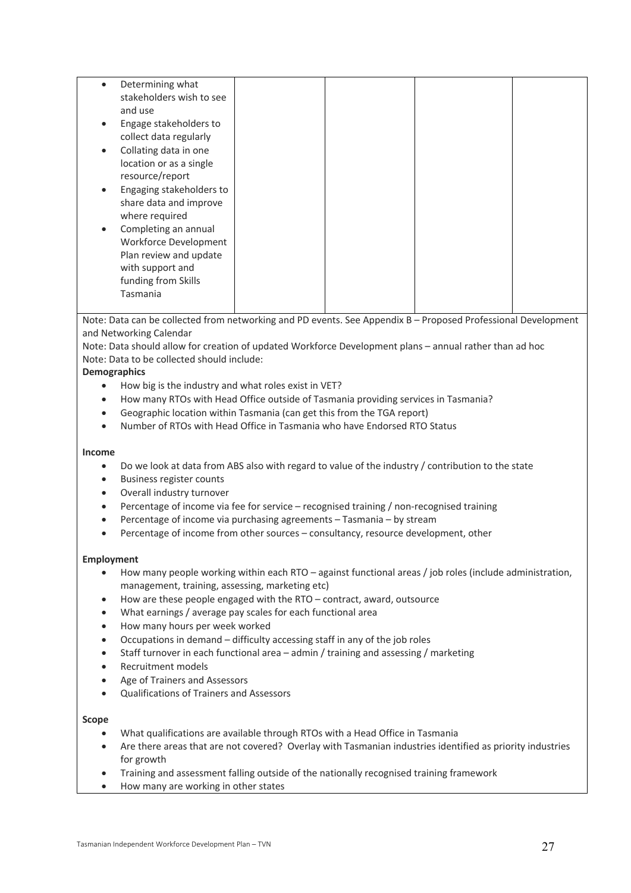| | | | | |
|---|---|---|---|---|
| • Determining what stakeholders wish to see and use<br>• Engage stakeholders to collect data regularly<br>• Collating data in one location or as a single resource/report<br>• Engaging stakeholders to share data and improve where required<br>• Completing an annual Workforce Development Plan review and update with support and funding from Skills Tasmania | | | | |

Note: Data can be collected from networking and PD events. See Appendix B – Proposed Professional Development and Networking Calendar

Note: Data should allow for creation of updated Workforce Development plans – annual rather than ad hoc

Note: Data to be collected should include:

**Demographics**

- How big is the industry and what roles exist in VET?
- How many RTOs with Head Office outside of Tasmania providing services in Tasmania?
- Geographic location within Tasmania (can get this from the TGA report)
- Number of RTOs with Head Office in Tasmania who have Endorsed RTO Status

**Income**

- Do we look at data from ABS also with regard to value of the industry / contribution to the state
- Business register counts
- Overall industry turnover
- Percentage of income via fee for service – recognised training / non-recognised training
- Percentage of income via purchasing agreements – Tasmania – by stream
- Percentage of income from other sources – consultancy, resource development, other

**Employment**

- How many people working within each RTO – against functional areas / job roles (include administration, management, training, assessing, marketing etc)
- How are these people engaged with the RTO – contract, award, outsource
- What earnings / average pay scales for each functional area
- How many hours per week worked
- Occupations in demand – difficulty accessing staff in any of the job roles
- Staff turnover in each functional area – admin / training and assessing / marketing
- Recruitment models
- Age of Trainers and Assessors
- Qualifications of Trainers and Assessors

**Scope**

- What qualifications are available through RTOs with a Head Office in Tasmania
- Are there areas that are not covered? Overlay with Tasmanian industries identified as priority industries for growth
- Training and assessment falling outside of the nationally recognised training framework
- How many are working in other states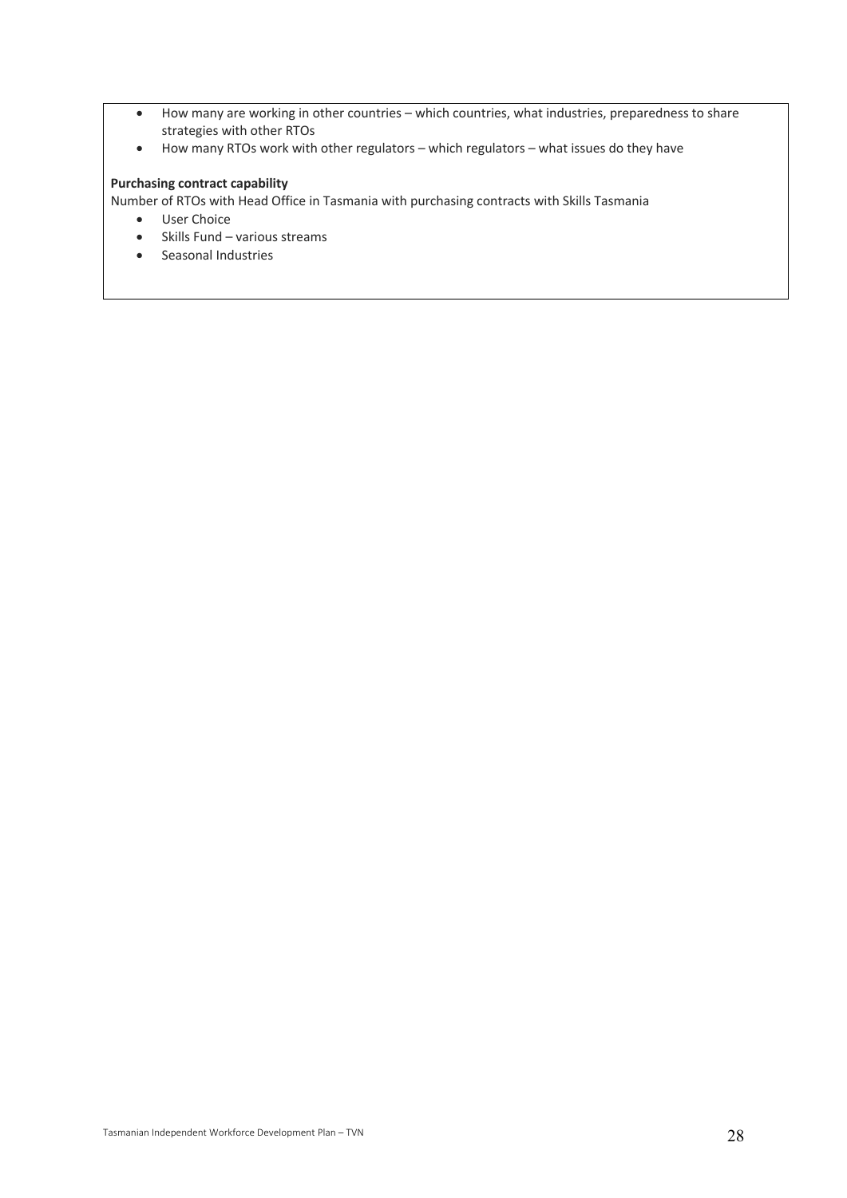- How many are working in other countries – which countries, what industries, preparedness to share strategies with other RTOs
- How many RTOs work with other regulators – which regulators – what issues do they have

**Purchasing contract capability**

Number of RTOs with Head Office in Tasmania with purchasing contracts with Skills Tasmania

- User Choice
- Skills Fund – various streams
- Seasonal Industries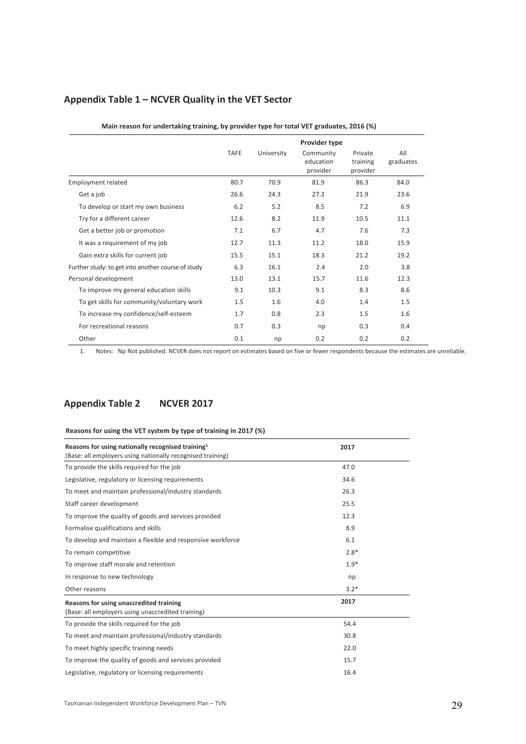## Appendix Table 1 – NCVER Quality in the VET Sector

**Main reason for undertaking training, by provider type for total VET graduates, 2016 (%)**

| | Provider type | | | | |
|---|---|---|---|---|---|
| | TAFE | University | Community education provider | Private training provider | All graduates |
| Employment related | 80.7 | 70.9 | 81.9 | 86.3 | 84.0 |
| Get a job | 26.6 | 24.3 | 27.2 | 21.9 | 23.6 |
| To develop or start my own business | 6.2 | 5.2 | 8.5 | 7.2 | 6.9 |
| Try for a different career | 12.6 | 8.2 | 11.9 | 10.5 | 11.1 |
| Get a better job or promotion | 7.1 | 6.7 | 4.7 | 7.6 | 7.3 |
| It was a requirement of my job | 12.7 | 11.3 | 11.2 | 18.0 | 15.9 |
| Gain extra skills for current job | 15.5 | 15.1 | 18.3 | 21.2 | 19.2 |
| Further study: to get into another course of study | 6.3 | 16.1 | 2.4 | 2.0 | 3.8 |
| Personal development | 13.0 | 13.1 | 15.7 | 11.6 | 12.3 |
| To improve my general education skills | 9.1 | 10.3 | 9.1 | 8.3 | 8.6 |
| To get skills for community/voluntary work | 1.5 | 1.6 | 4.0 | 1.4 | 1.5 |
| To increase my confidence/self-esteem | 1.7 | 0.8 | 2.3 | 1.5 | 1.6 |
| For recreational reasons | 0.7 | 0.3 | np | 0.3 | 0.4 |
| Other | 0.1 | np | 0.2 | 0.2 | 0.2 |

1. Notes: Np Not published. NCVER does not report on estimates based on five or fewer respondents because the estimates are unreliable.

## Appendix Table 2 NCVER 2017

**Reasons for using the VET system by type of training in 2017 (%)**

| **Reasons for using nationally recognised training[1]** (Base: all employers using nationally recognised training) | **2017** |
|---|---|
| To provide the skills required for the job | 47.0 |
| Legislative, regulatory or licensing requirements | 34.6 |
| To meet and maintain professional/industry standards | 26.3 |
| Staff career development | 25.5 |
| To improve the quality of goods and services provided | 12.3 |
| Formalise qualifications and skills | 8.9 |
| To develop and maintain a flexible and responsive workforce | 6.1 |
| To remain competitive | 2.8* |
| To improve staff morale and retention | 1.9* |
| In response to new technology | np |
| Other reasons | 3.2* |
| **Reasons for using unaccredited training** (Base: all employers using unaccredited training) | **2017** |
| To provide the skills required for the job | 54.4 |
| To meet and maintain professional/industry standards | 30.8 |
| To meet highly specific training needs | 22.0 |
| To improve the quality of goods and services provided | 15.7 |
| Legislative, regulatory or licensing requirements | 16.4 |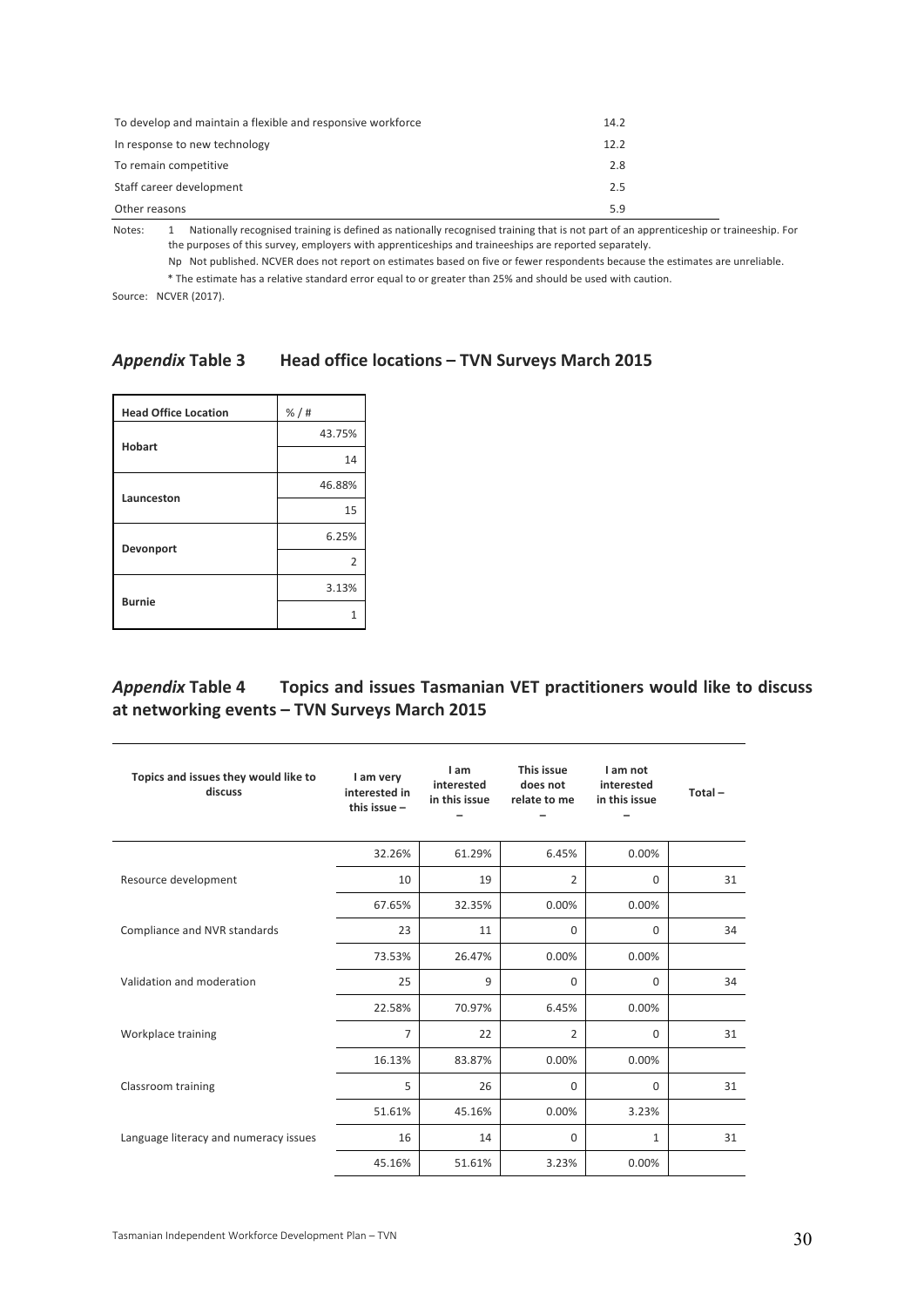| | |
|---|---|
| To develop and maintain a flexible and responsive workforce | 14.2 |
| In response to new technology | 12.2 |
| To remain competitive | 2.8 |
| Staff career development | 2.5 |
| Other reasons | 5.9 |

Notes: 1 Nationally recognised training is defined as nationally recognised training that is not part of an apprenticeship or traineeship. For the purposes of this survey, employers with apprenticeships and traineeships are reported separately.

Np Not published. NCVER does not report on estimates based on five or fewer respondents because the estimates are unreliable.

* The estimate has a relative standard error equal to or greater than 25% and should be used with caution.

Source: NCVER (2017).

## *Appendix* Table 3 Head office locations – TVN Surveys March 2015

| Head Office Location | % / # |
|---|---|
| **Hobart** | 43.75% |
| | 14 |
| **Launceston** | 46.88% |
| | 15 |
| **Devonport** | 6.25% |
| | 2 |
| **Burnie** | 3.13% |
| | 1 |

## *Appendix* Table 4 Topics and issues Tasmanian VET practitioners would like to discuss at networking events – TVN Surveys March 2015

| Topics and issues they would like to discuss | I am very interested in this issue – | I am interested in this issue – | This issue does not relate to me – | I am not interested in this issue – | Total – |
|---|---|---|---|---|---|
| | 32.26% | 61.29% | 6.45% | 0.00% | |
| Resource development | 10 | 19 | 2 | 0 | 31 |
| | 67.65% | 32.35% | 0.00% | 0.00% | |
| Compliance and NVR standards | 23 | 11 | 0 | 0 | 34 |
| | 73.53% | 26.47% | 0.00% | 0.00% | |
| Validation and moderation | 25 | 9 | 0 | 0 | 34 |
| | 22.58% | 70.97% | 6.45% | 0.00% | |
| Workplace training | 7 | 22 | 2 | 0 | 31 |
| | 16.13% | 83.87% | 0.00% | 0.00% | |
| Classroom training | 5 | 26 | 0 | 0 | 31 |
| | 51.61% | 45.16% | 0.00% | 3.23% | |
| Language literacy and numeracy issues | 16 | 14 | 0 | 1 | 31 |
| | 45.16% | 51.61% | 3.23% | 0.00% | |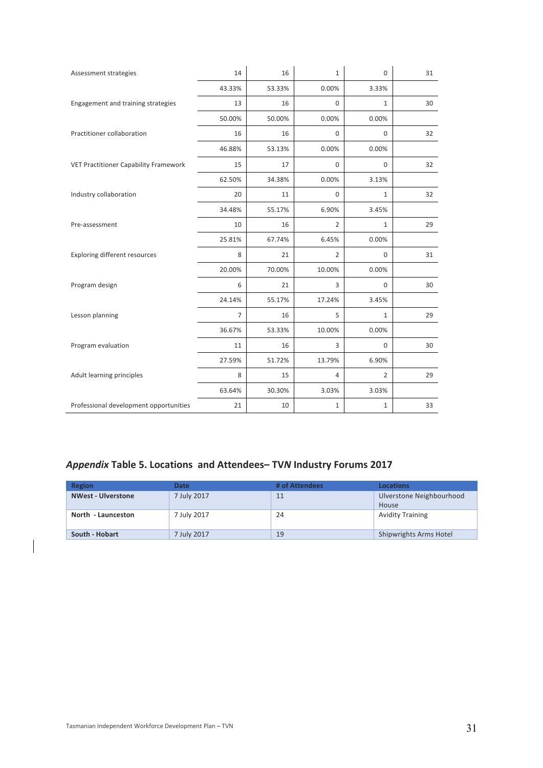| | | | | | |
|---|---|---|---|---|---|
| Assessment strategies | 14 | 16 | 1 | 0 | 31 |
| | 43.33% | 53.33% | 0.00% | 3.33% | |
| Engagement and training strategies | 13 | 16 | 0 | 1 | 30 |
| | 50.00% | 50.00% | 0.00% | 0.00% | |
| Practitioner collaboration | 16 | 16 | 0 | 0 | 32 |
| | 46.88% | 53.13% | 0.00% | 0.00% | |
| VET Practitioner Capability Framework | 15 | 17 | 0 | 0 | 32 |
| | 62.50% | 34.38% | 0.00% | 3.13% | |
| Industry collaboration | 20 | 11 | 0 | 1 | 32 |
| | 34.48% | 55.17% | 6.90% | 3.45% | |
| Pre-assessment | 10 | 16 | 2 | 1 | 29 |
| | 25.81% | 67.74% | 6.45% | 0.00% | |
| Exploring different resources | 8 | 21 | 2 | 0 | 31 |
| | 20.00% | 70.00% | 10.00% | 0.00% | |
| Program design | 6 | 21 | 3 | 0 | 30 |
| | 24.14% | 55.17% | 17.24% | 3.45% | |
| Lesson planning | 7 | 16 | 5 | 1 | 29 |
| | 36.67% | 53.33% | 10.00% | 0.00% | |
| Program evaluation | 11 | 16 | 3 | 0 | 30 |
| | 27.59% | 51.72% | 13.79% | 6.90% | |
| Adult learning principles | 8 | 15 | 4 | 2 | 29 |
| | 63.64% | 30.30% | 3.03% | 3.03% | |
| Professional development opportunities | 21 | 10 | 1 | 1 | 33 |

### *Appendix* Table 5. Locations and Attendees– TV*N* Industry Forums 2017

| Region | Date | # of Attendees | Locations |
|---|---|---|---|
| **NWest - Ulverstone** | 7 July 2017 | 11 | Ulverstone Neighbourhood House |
| **North - Launceston** | 7 July 2017 | 24 | Avidity Training |
| **South - Hobart** | 7 July 2017 | 19 | Shipwrights Arms Hotel |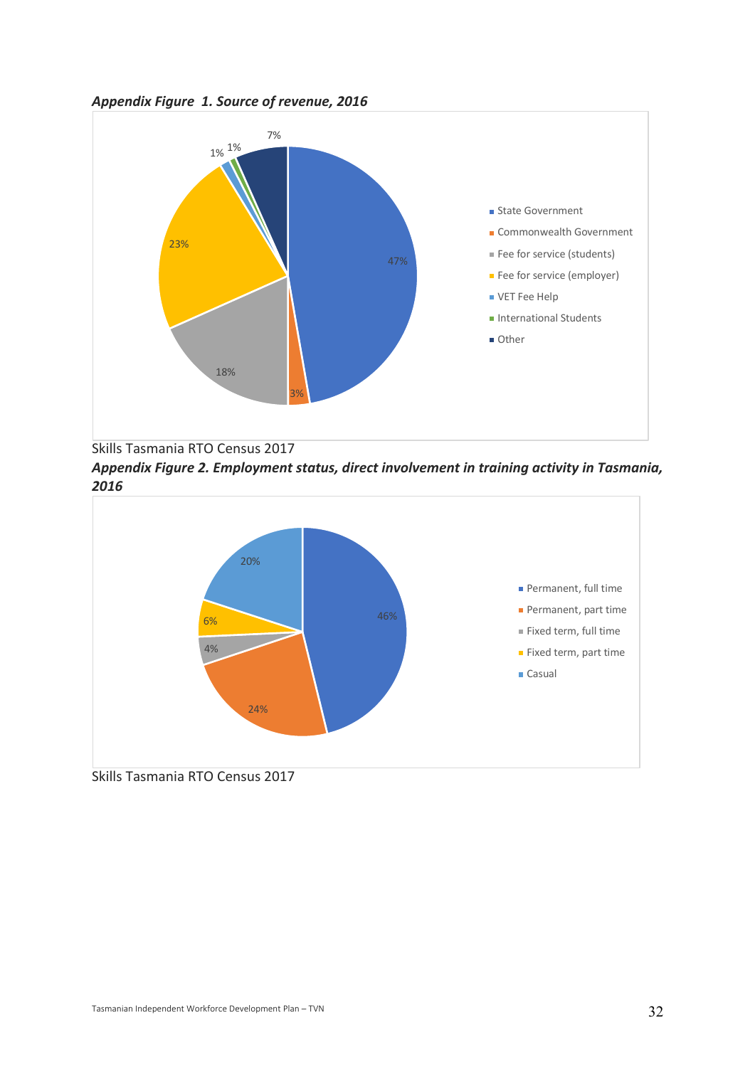***Appendix Figure 1. Source of revenue, 2016***

| Source | % |
|---|---|
| State Government | 47% |
| Commonwealth Government | 3% |
| Fee for service (students) | 18% |
| Fee for service (employer) | 23% |
| VET Fee Help | 1% |
| International Students | 1% |
| Other | 7% |

Skills Tasmania RTO Census 2017

***Appendix Figure 2. Employment status, direct involvement in training activity in Tasmania, 2016***

| Employment status | % |
|---|---|
| Permanent, full time | 46% |
| Permanent, part time | 24% |
| Fixed term, full time | 4% |
| Fixed term, part time | 6% |
| Casual | 20% |

Skills Tasmania RTO Census 2017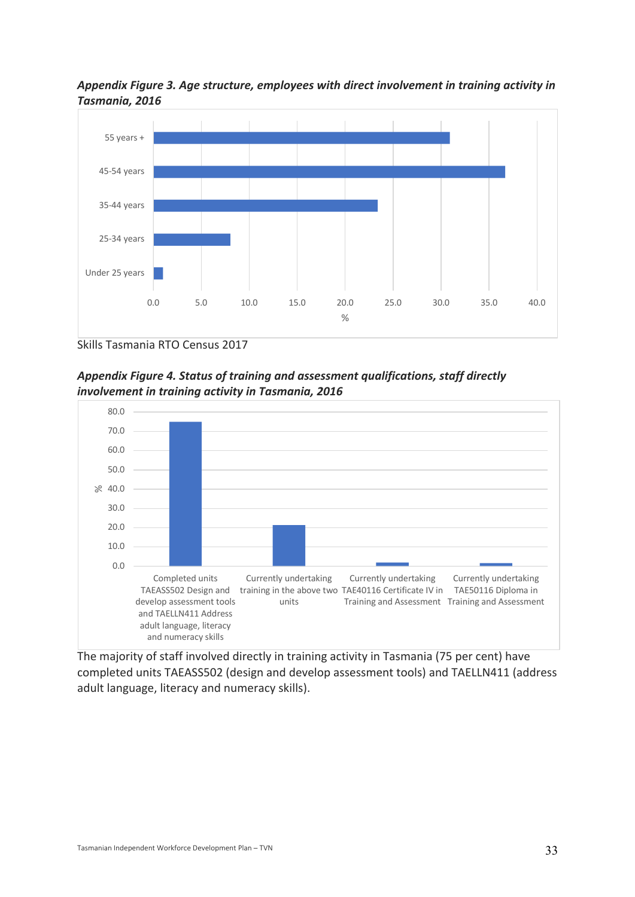***Appendix Figure 3. Age structure, employees with direct involvement in training activity in Tasmania, 2016***

Skills Tasmania RTO Census 2017

***Appendix Figure 4. Status of training and assessment qualifications, staff directly involvement in training activity in Tasmania, 2016***

The majority of staff involved directly in training activity in Tasmania (75 per cent) have completed units TAEASS502 (design and develop assessment tools) and TAELLN411 (address adult language, literacy and numeracy skills).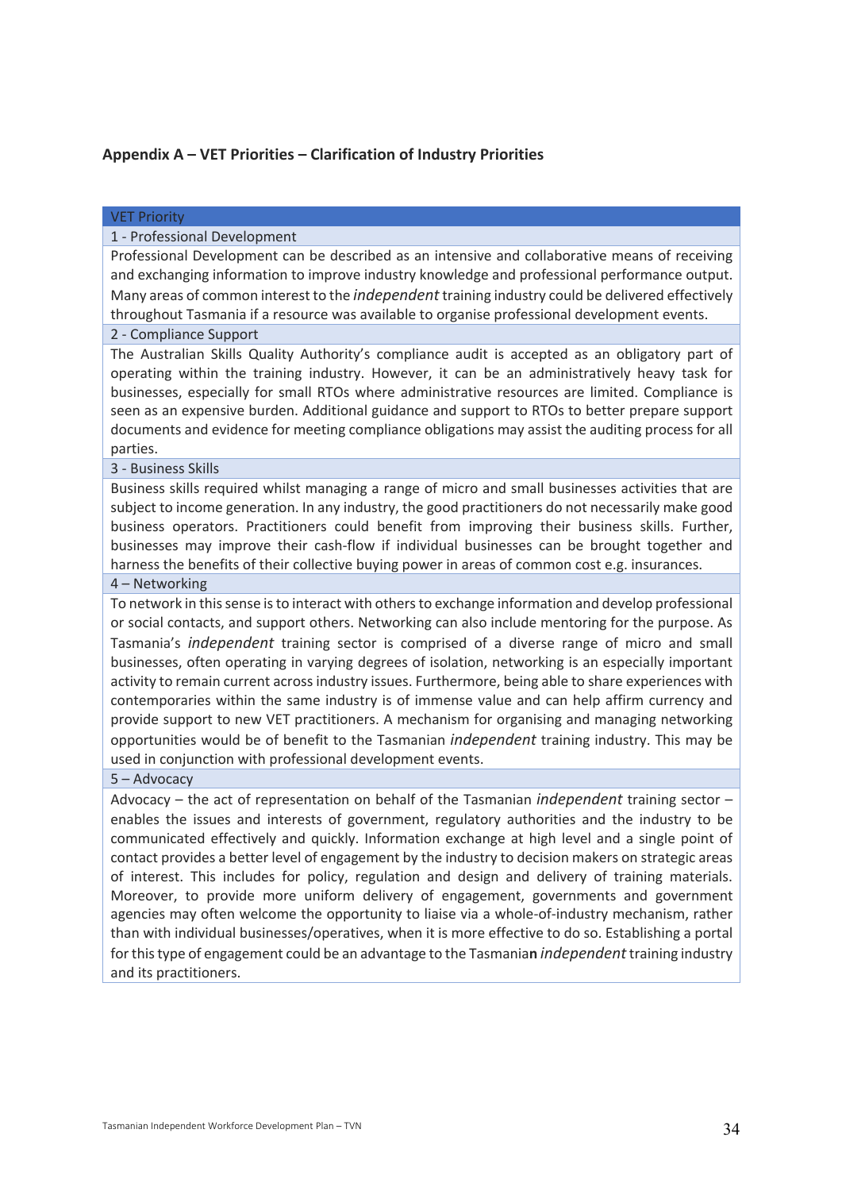## Appendix A – VET Priorities – Clarification of Industry Priorities

| VET Priority |
|---|
| 1 - Professional Development |
| Professional Development can be described as an intensive and collaborative means of receiving and exchanging information to improve industry knowledge and professional performance output. Many areas of common interest to the *independent* training industry could be delivered effectively throughout Tasmania if a resource was available to organise professional development events. |
| 2 - Compliance Support |
| The Australian Skills Quality Authority's compliance audit is accepted as an obligatory part of operating within the training industry. However, it can be an administratively heavy task for businesses, especially for small RTOs where administrative resources are limited. Compliance is seen as an expensive burden. Additional guidance and support to RTOs to better prepare support documents and evidence for meeting compliance obligations may assist the auditing process for all parties. |
| 3 - Business Skills |
| Business skills required whilst managing a range of micro and small businesses activities that are subject to income generation. In any industry, the good practitioners do not necessarily make good business operators. Practitioners could benefit from improving their business skills. Further, businesses may improve their cash-flow if individual businesses can be brought together and harness the benefits of their collective buying power in areas of common cost e.g. insurances. |
| 4 – Networking |
| To network in this sense is to interact with others to exchange information and develop professional or social contacts, and support others. Networking can also include mentoring for the purpose. As Tasmania's *independent* training sector is comprised of a diverse range of micro and small businesses, often operating in varying degrees of isolation, networking is an especially important activity to remain current across industry issues. Furthermore, being able to share experiences with contemporaries within the same industry is of immense value and can help affirm currency and provide support to new VET practitioners. A mechanism for organising and managing networking opportunities would be of benefit to the Tasmanian *independent* training industry. This may be used in conjunction with professional development events. |
| 5 – Advocacy |
| Advocacy – the act of representation on behalf of the Tasmanian *independent* training sector – enables the issues and interests of government, regulatory authorities and the industry to be communicated effectively and quickly. Information exchange at high level and a single point of contact provides a better level of engagement by the industry to decision makers on strategic areas of interest. This includes for policy, regulation and design and delivery of training materials. Moreover, to provide more uniform delivery of engagement, governments and government agencies may often welcome the opportunity to liaise via a whole-of-industry mechanism, rather than with individual businesses/operatives, when it is more effective to do so. Establishing a portal for this type of engagement could be an advantage to the Tasmanian *independent* training industry and its practitioners. |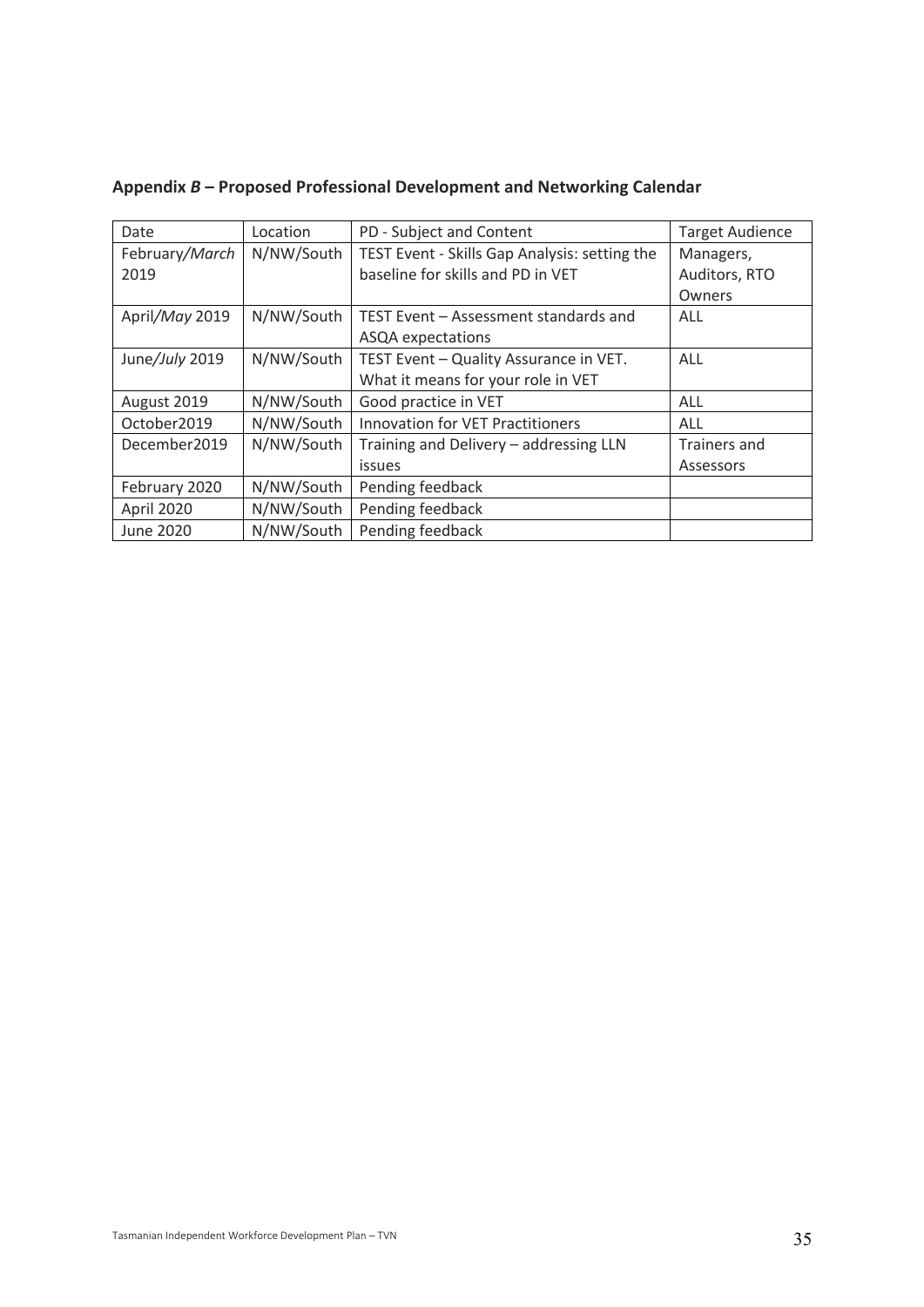**Appendix *B* – Proposed Professional Development and Networking Calendar**

| Date | Location | PD - Subject and Content | Target Audience |
| --- | --- | --- | --- |
| February/*March* 2019 | N/NW/South | TEST Event - Skills Gap Analysis: setting the baseline for skills and PD in VET | Managers, Auditors, RTO Owners |
| April/*May* 2019 | N/NW/South | TEST Event – Assessment standards and ASQA expectations | ALL |
| June/*July* 2019 | N/NW/South | TEST Event – Quality Assurance in VET. What it means for your role in VET | ALL |
| August 2019 | N/NW/South | Good practice in VET | ALL |
| October2019 | N/NW/South | Innovation for VET Practitioners | ALL |
| December2019 | N/NW/South | Training and Delivery – addressing LLN issues | Trainers and Assessors |
| February 2020 | N/NW/South | Pending feedback | |
| April 2020 | N/NW/South | Pending feedback | |
| June 2020 | N/NW/South | Pending feedback | |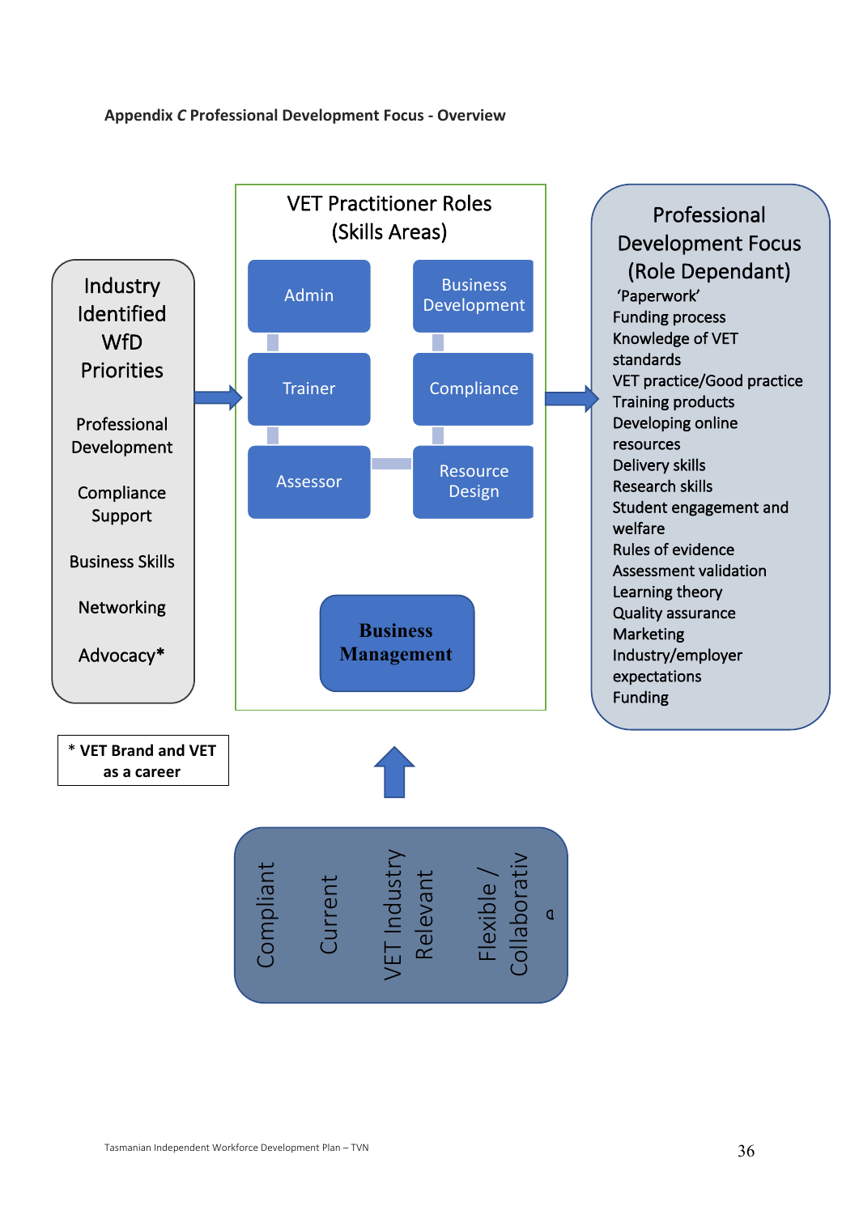**Appendix *C* Professional Development Focus - Overview**

Industry Identified WfD Priorities

Professional Development

Compliance Support

Business Skills

Networking

Advocacy*

\* VET Brand and VET as a career

VET Practitioner Roles (Skills Areas)

Admin

Business Development

Trainer

Compliance

Assessor

Resource Design

Business Management

Professional Development Focus (Role Dependant)

'Paperwork'
Funding process
Knowledge of VET standards
VET practice/Good practice
Training products
Developing online resources
Delivery skills
Research skills
Student engagement and welfare
Rules of evidence
Assessment validation
Learning theory
Quality assurance
Marketing
Industry/employer expectations
Funding

Compliant

Current

VET Industry Relevant

Flexible / Collaborative

Tasmanian Independent Workforce Development Plan – TVN